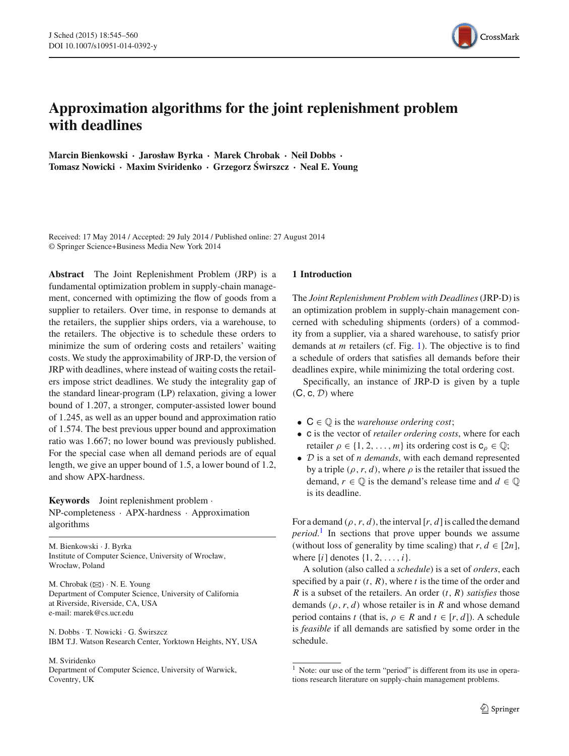# Approximation algorithms for the joint replenishment problem with deadlines

**Marcin Bienkowski · Jarosław Byrka · Marek Chrobak · Neil Dobbs · Tomasz Nowicki · Maxim Sviridenko · Grzegorz Świrszcz · Neal E. Young**

Received: 17 May 2014 / Accepted: 29 July 2014 / Published online: 27 August 2014
© Springer Science+Business Media New York 2014

**Abstract** The Joint Replenishment Problem (JRP) is a fundamental optimization problem in supply-chain management, concerned with optimizing the flow of goods from a supplier to retailers. Over time, in response to demands at the retailers, the supplier ships orders, via a warehouse, to the retailers. The objective is to schedule these orders to minimize the sum of ordering costs and retailers' waiting costs. We study the approximability of JRP-D, the version of JRP with deadlines, where instead of waiting costs the retailers impose strict deadlines. We study the integrality gap of the standard linear-program (LP) relaxation, giving a lower bound of 1.207, a stronger, computer-assisted lower bound of 1.245, as well as an upper bound and approximation ratio of 1.574. The best previous upper bound and approximation ratio was 1.667; no lower bound was previously published. For the special case when all demand periods are of equal length, we give an upper bound of 1.5, a lower bound of 1.2, and show APX-hardness.

**Keywords** Joint replenishment problem · NP-completeness · APX-hardness · Approximation algorithms

M. Bienkowski · J. Byrka
Institute of Computer Science, University of Wrocław, Wrocław, Poland

M. Chrobak (✉) · N. E. Young
Department of Computer Science, University of California at Riverside, Riverside, CA, USA
e-mail: marek@cs.ucr.edu

N. Dobbs · T. Nowicki · G. Świrszcz
IBM T.J. Watson Research Center, Yorktown Heights, NY, USA

M. Sviridenko
Department of Computer Science, University of Warwick, Coventry, UK

## 1 Introduction

The *Joint Replenishment Problem with Deadlines* (JRP-D) is an optimization problem in supply-chain management concerned with scheduling shipments (orders) of a commodity from a supplier, via a shared warehouse, to satisfy prior demands at $m$ retailers (cf. Fig. 1). The objective is to find a schedule of orders that satisfies all demands before their deadlines expire, while minimizing the total ordering cost.

Specifically, an instance of JRP-D is given by a tuple $(\mathsf{C}, \mathsf{c}, \mathcal{D})$ where

- $\mathsf{C} \in \mathbb{Q}$ is the *warehouse ordering cost*;
- $\mathsf{c}$ is the vector of *retailer ordering costs*, where for each retailer $\rho \in \{1, 2, \ldots, m\}$ its ordering cost is $\mathsf{c}_\rho \in \mathbb{Q}$;
- $\mathcal{D}$ is a set of $n$ *demands*, with each demand represented by a triple $(\rho, r, d)$, where $\rho$ is the retailer that issued the demand, $r \in \mathbb{Q}$ is the demand's release time and $d \in \mathbb{Q}$ is its deadline.

For a demand $(\rho, r, d)$, the interval $[r, d]$ is called the demand *period*.[1] In sections that prove upper bounds we assume (without loss of generality by time scaling) that $r, d \in [2n]$, where $[i]$ denotes $\{1, 2, \ldots, i\}$.

A solution (also called a *schedule*) is a set of *orders*, each specified by a pair $(t, R)$, where $t$ is the time of the order and $R$ is a subset of the retailers. An order $(t, R)$ *satisfies* those demands $(\rho, r, d)$ whose retailer is in $R$ and whose demand period contains $t$ (that is, $\rho \in R$ and $t \in [r, d]$). A schedule is *feasible* if all demands are satisfied by some order in the schedule.

[1] Note: our use of the term "period" is different from its use in operations research literature on supply-chain management problems.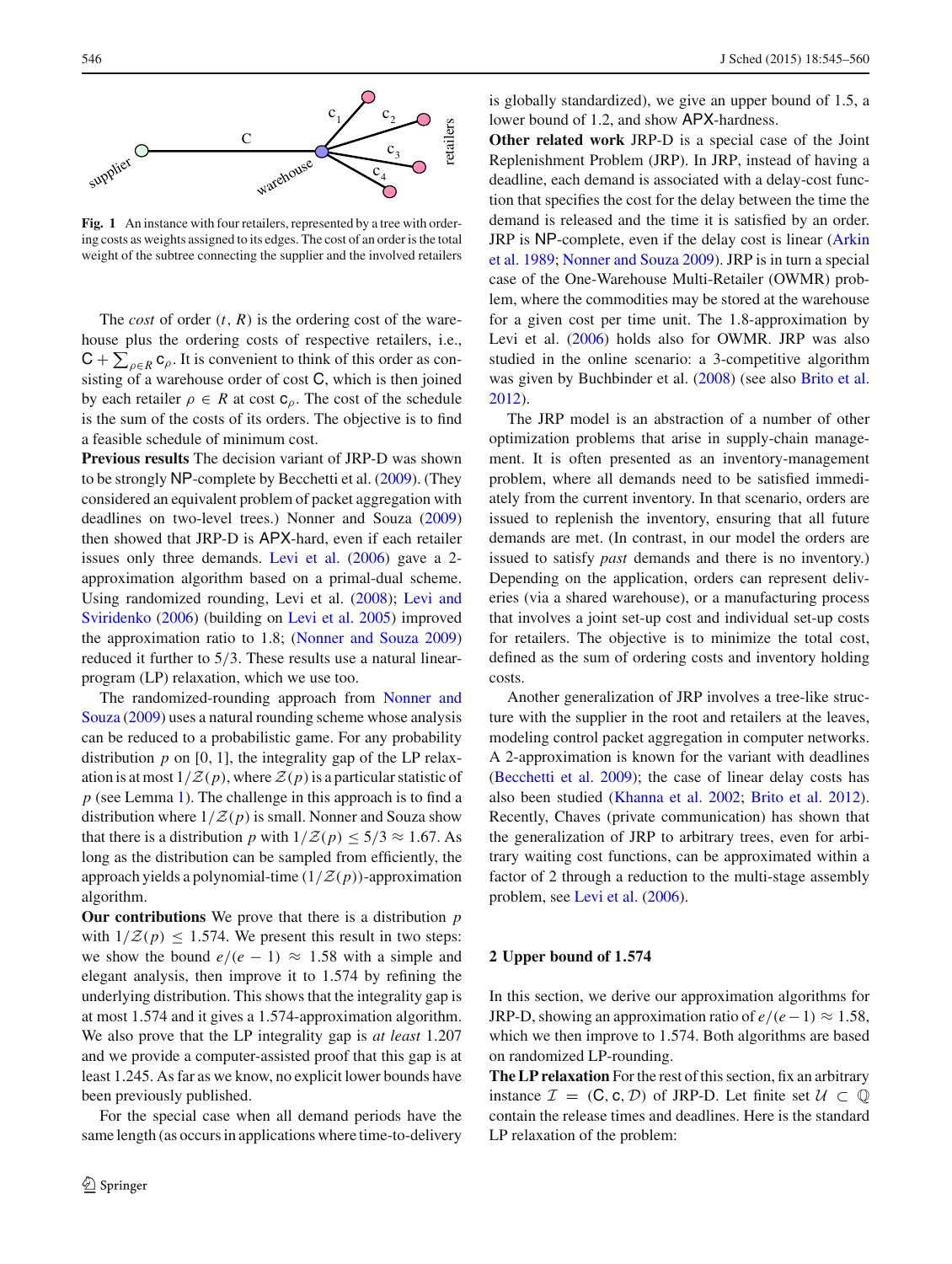**Fig. 1** An instance with four retailers, represented by a tree with ordering costs as weights assigned to its edges. The cost of an order is the total weight of the subtree connecting the supplier and the involved retailers

The *cost* of order $(t, R)$ is the ordering cost of the warehouse plus the ordering costs of respective retailers, i.e., $\mathsf{C} + \sum_{\rho \in R} \mathsf{c}_\rho$. It is convenient to think of this order as consisting of a warehouse order of cost $\mathsf{C}$, which is then joined by each retailer $\rho \in R$ at cost $\mathsf{c}_\rho$. The cost of the schedule is the sum of the costs of its orders. The objective is to find a feasible schedule of minimum cost.

**Previous results** The decision variant of JRP-D was shown to be strongly NP-complete by Becchetti et al. (2009). (They considered an equivalent problem of packet aggregation with deadlines on two-level trees.) Nonner and Souza (2009) then showed that JRP-D is APX-hard, even if each retailer issues only three demands. Levi et al. (2006) gave a 2-approximation algorithm based on a primal-dual scheme. Using randomized rounding, Levi et al. (2008); Levi and Sviridenko (2006) (building on Levi et al. 2005) improved the approximation ratio to 1.8; (Nonner and Souza 2009) reduced it further to $5/3$. These results use a natural linear-program (LP) relaxation, which we use too.

The randomized-rounding approach from Nonner and Souza (2009) uses a natural rounding scheme whose analysis can be reduced to a probabilistic game. For any probability distribution $p$ on $[0, 1]$, the integrality gap of the LP relaxation is at most $1/\mathcal{Z}(p)$, where $\mathcal{Z}(p)$ is a particular statistic of $p$ (see Lemma 1). The challenge in this approach is to find a distribution where $1/\mathcal{Z}(p)$ is small. Nonner and Souza show that there is a distribution $p$ with $1/\mathcal{Z}(p) \leq 5/3 \approx 1.67$. As long as the distribution can be sampled from efficiently, the approach yields a polynomial-time $(1/\mathcal{Z}(p))$-approximation algorithm.

**Our contributions** We prove that there is a distribution $p$ with $1/\mathcal{Z}(p) \leq 1.574$. We present this result in two steps: we show the bound $e/(e-1) \approx 1.58$ with a simple and elegant analysis, then improve it to 1.574 by refining the underlying distribution. This shows that the integrality gap is at most 1.574 and it gives a 1.574-approximation algorithm. We also prove that the LP integrality gap is *at least* 1.207 and we provide a computer-assisted proof that this gap is at least 1.245. As far as we know, no explicit lower bounds have been previously published.

For the special case when all demand periods have the same length (as occurs in applications where time-to-delivery is globally standardized), we give an upper bound of 1.5, a lower bound of 1.2, and show APX-hardness.

**Other related work** JRP-D is a special case of the Joint Replenishment Problem (JRP). In JRP, instead of having a deadline, each demand is associated with a delay-cost function that specifies the cost for the delay between the time the demand is released and the time it is satisfied by an order. JRP is NP-complete, even if the delay cost is linear (Arkin et al. 1989; Nonner and Souza 2009). JRP is in turn a special case of the One-Warehouse Multi-Retailer (OWMR) problem, where the commodities may be stored at the warehouse for a given cost per time unit. The 1.8-approximation by Levi et al. (2006) holds also for OWMR. JRP was also studied in the online scenario: a 3-competitive algorithm was given by Buchbinder et al. (2008) (see also Brito et al. 2012).

The JRP model is an abstraction of a number of other optimization problems that arise in supply-chain management. It is often presented as an inventory-management problem, where all demands need to be satisfied immediately from the current inventory. In that scenario, orders are issued to replenish the inventory, ensuring that all future demands are met. (In contrast, in our model the orders are issued to satisfy *past* demands and there is no inventory.) Depending on the application, orders can represent deliveries (via a shared warehouse), or a manufacturing process that involves a joint set-up cost and individual set-up costs for retailers. The objective is to minimize the total cost, defined as the sum of ordering costs and inventory holding costs.

Another generalization of JRP involves a tree-like structure with the supplier in the root and retailers at the leaves, modeling control packet aggregation in computer networks. A 2-approximation is known for the variant with deadlines (Becchetti et al. 2009); the case of linear delay costs has also been studied (Khanna et al. 2002; Brito et al. 2012). Recently, Chaves (private communication) has shown that the generalization of JRP to arbitrary trees, even for arbitrary waiting cost functions, can be approximated within a factor of 2 through a reduction to the multi-stage assembly problem, see Levi et al. (2006).

## 2 Upper bound of 1.574

In this section, we derive our approximation algorithms for JRP-D, showing an approximation ratio of $e/(e-1) \approx 1.58$, which we then improve to 1.574. Both algorithms are based on randomized LP-rounding.

**The LP relaxation** For the rest of this section, fix an arbitrary instance $\mathcal{I} = (\mathsf{C}, \mathsf{c}, \mathcal{D})$ of JRP-D. Let finite set $\mathcal{U} \subset \mathbb{Q}$ contain the release times and deadlines. Here is the standard LP relaxation of the problem: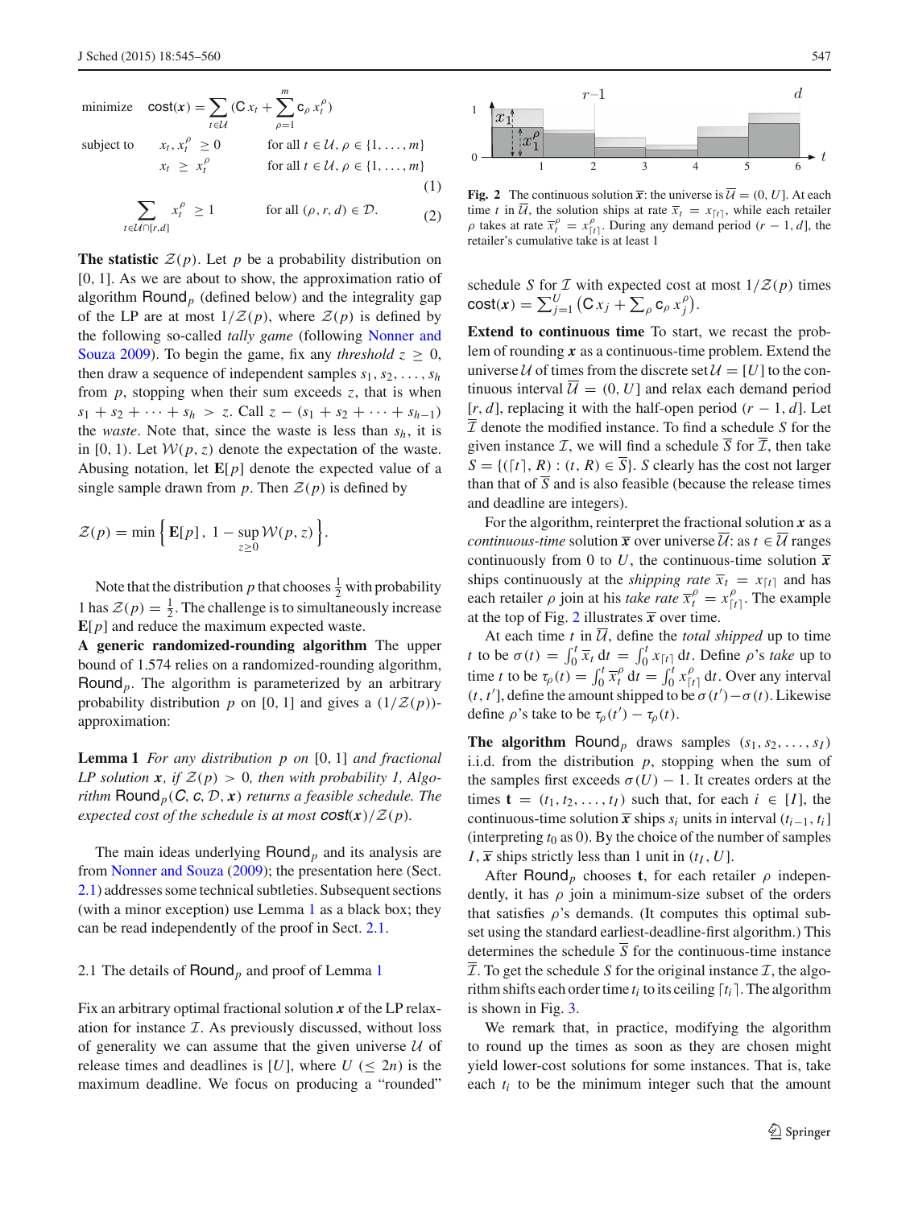$$
\begin{aligned}
\text{minimize} \quad & \mathsf{cost}(\boldsymbol{x}) = \sum_{t\in\mathcal{U}} \Big(\mathsf{C}\, x_t + \sum_{\rho=1}^{m} \mathsf{c}_\rho\, x_t^\rho\Big) \\
\text{subject to} \quad & x_t, x_t^\rho \ \geq 0 \qquad \text{for all } t \in \mathcal{U}, \rho \in \{1,\ldots,m\} \\
& x_t \ \geq \ x_t^\rho \qquad \text{for all } t \in \mathcal{U}, \rho \in \{1,\ldots,m\}
\end{aligned} \tag{1}
$$

$$
\sum_{t\in\mathcal{U}\cap[r,d]} x_t^\rho \ \geq 1 \qquad \text{for all } (\rho, r, d) \in \mathcal{D}. \tag{2}
$$

**The statistic** $\mathcal{Z}(p)$. Let $p$ be a probability distribution on $[0, 1]$. As we are about to show, the approximation ratio of algorithm $\mathsf{Round}_p$ (defined below) and the integrality gap of the LP are at most $1/\mathcal{Z}(p)$, where $\mathcal{Z}(p)$ is defined by the following so-called *tally game* (following Nonner and Souza 2009). To begin the game, fix any *threshold* $z \geq 0$, then draw a sequence of independent samples $s_1, s_2, \ldots, s_h$ from $p$, stopping when their sum exceeds $z$, that is when $s_1 + s_2 + \cdots + s_h > z$. Call $z - (s_1 + s_2 + \cdots + s_{h-1})$ the *waste*. Note that, since the waste is less than $s_h$, it is in $[0, 1)$. Let $\mathcal{W}(p, z)$ denote the expectation of the waste. Abusing notation, let $\mathbf{E}[p]$ denote the expected value of a single sample drawn from $p$. Then $\mathcal{Z}(p)$ is defined by

$$
\mathcal{Z}(p) = \min\Big\{\mathbf{E}[p],\ 1 - \sup_{z\geq 0} \mathcal{W}(p, z)\Big\}.
$$

Note that the distribution $p$ that chooses $\frac{1}{2}$ with probability 1 has $\mathcal{Z}(p) = \frac{1}{2}$. The challenge is to simultaneously increase $\mathbf{E}[p]$ and reduce the maximum expected waste.

**A generic randomized-rounding algorithm** The upper bound of 1.574 relies on a randomized-rounding algorithm, $\mathsf{Round}_p$. The algorithm is parameterized by an arbitrary probability distribution $p$ on $[0, 1]$ and gives a $(1/\mathcal{Z}(p))$-approximation:

**Lemma 1** *For any distribution $p$ on $[0, 1]$ and fractional LP solution $\boldsymbol{x}$, if $\mathcal{Z}(p) > 0$, then with probability 1, Algorithm $\mathsf{Round}_p(\mathsf{C}, \mathsf{c}, \mathcal{D}, \boldsymbol{x})$ returns a feasible schedule. The expected cost of the schedule is at most $\mathsf{cost}(\boldsymbol{x})/\mathcal{Z}(p)$.*

The main ideas underlying $\mathsf{Round}_p$ and its analysis are from Nonner and Souza (2009); the presentation here (Sect. 2.1) addresses some technical subtleties. Subsequent sections (with a minor exception) use Lemma 1 as a black box; they can be read independently of the proof in Sect. 2.1.

## 2.1 The details of $\mathsf{Round}_p$ and proof of Lemma 1

Fix an arbitrary optimal fractional solution $\boldsymbol{x}$ of the LP relaxation for instance $\mathcal{I}$. As previously discussed, without loss of generality we can assume that the given universe $\mathcal{U}$ of release times and deadlines is $[U]$, where $U$ ($\leq 2n$) is the maximum deadline. We focus on producing a "rounded" schedule $S$ for $\mathcal{I}$ with expected cost at most $1/\mathcal{Z}(p)$ times $\mathsf{cost}(\boldsymbol{x}) = \sum_{j=1}^{U} \big(\mathsf{C}\, x_j + \sum_\rho \mathsf{c}_\rho\, x_j^\rho\big)$.

**Fig. 2** The continuous solution $\overline{\boldsymbol{x}}$: the universe is $\overline{\mathcal{U}} = (0, U]$. At each time $t$ in $\overline{\mathcal{U}}$, the solution ships at rate $\overline{x}_t = x_{\lceil t\rceil}$, while each retailer $\rho$ takes at rate $\overline{x}_t^\rho = x_{\lceil t\rceil}^\rho$. During any demand period $(r-1, d]$, the retailer's cumulative take is at least 1

**Extend to continuous time** To start, we recast the problem of rounding $\boldsymbol{x}$ as a continuous-time problem. Extend the universe $\mathcal{U}$ of times from the discrete set $\mathcal{U} = [U]$ to the continuous interval $\overline{\mathcal{U}} = (0, U]$ and relax each demand period $[r, d]$, replacing it with the half-open period $(r-1, d]$. Let $\overline{\mathcal{I}}$ denote the modified instance. To find a schedule $S$ for the given instance $\mathcal{I}$, we will find a schedule $\overline{S}$ for $\overline{\mathcal{I}}$, then take $S = \{(\lceil t\rceil, R) : (t, R) \in \overline{S}\}$. $S$ clearly has the cost not larger than that of $\overline{S}$ and is also feasible (because the release times and deadline are integers).

For the algorithm, reinterpret the fractional solution $\boldsymbol{x}$ as a *continuous-time* solution $\overline{\boldsymbol{x}}$ over universe $\overline{\mathcal{U}}$: as $t \in \overline{\mathcal{U}}$ ranges continuously from 0 to $U$, the continuous-time solution $\overline{\boldsymbol{x}}$ ships continuously at the *shipping rate* $\overline{x}_t = x_{\lceil t\rceil}$ and has each retailer $\rho$ join at his *take rate* $\overline{x}_t^\rho = x_{\lceil t\rceil}^\rho$. The example at the top of Fig. 2 illustrates $\overline{\boldsymbol{x}}$ over time.

At each time $t$ in $\overline{\mathcal{U}}$, define the *total shipped* up to time $t$ to be $\sigma(t) = \int_0^t \overline{x}_t\, \mathrm{d}t = \int_0^t x_{\lceil t\rceil}\, \mathrm{d}t$. Define $\rho$'s *take* up to time $t$ to be $\tau_\rho(t) = \int_0^t \overline{x}_t^\rho\, \mathrm{d}t = \int_0^t x_{\lceil t\rceil}^\rho\, \mathrm{d}t$. Over any interval $(t, t']$, define the amount shipped to be $\sigma(t') - \sigma(t)$. Likewise define $\rho$'s take to be $\tau_\rho(t') - \tau_\rho(t)$.

**The algorithm** $\mathsf{Round}_p$ draws samples $(s_1, s_2, \ldots, s_I)$ i.i.d. from the distribution $p$, stopping when the sum of the samples first exceeds $\sigma(U) - 1$. It creates orders at the times $\mathbf{t} = (t_1, t_2, \ldots, t_I)$ such that, for each $i \in [I]$, the continuous-time solution $\overline{\boldsymbol{x}}$ ships $s_i$ units in interval $(t_{i-1}, t_i]$ (interpreting $t_0$ as 0). By the choice of the number of samples $I$, $\overline{\boldsymbol{x}}$ ships strictly less than 1 unit in $(t_I, U]$.

After $\mathsf{Round}_p$ chooses $\mathbf{t}$, for each retailer $\rho$ independently, it has $\rho$ join a minimum-size subset of the orders that satisfies $\rho$'s demands. (It computes this optimal subset using the standard earliest-deadline-first algorithm.) This determines the schedule $\overline{S}$ for the continuous-time instance $\overline{\mathcal{I}}$. To get the schedule $S$ for the original instance $\mathcal{I}$, the algorithm shifts each order time $t_i$ to its ceiling $\lceil t_i\rceil$. The algorithm is shown in Fig. 3.

We remark that, in practice, modifying the algorithm to round up the times as soon as they are chosen might yield lower-cost solutions for some instances. That is, take each $t_i$ to be the minimum integer such that the amount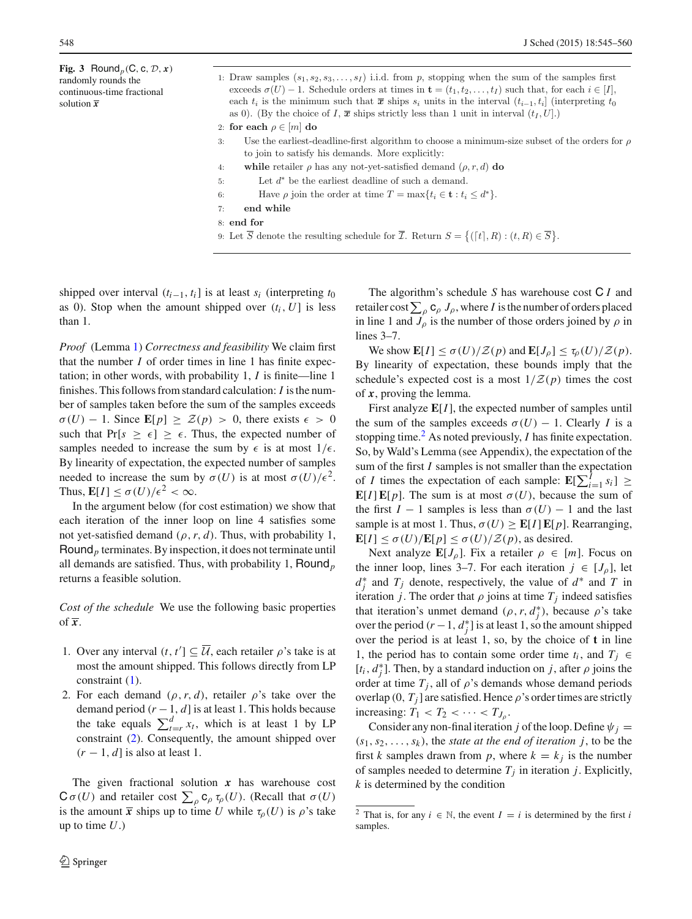**Fig. 3** $\mathsf{Round}_p(\mathsf{C}, \mathsf{c}, \mathcal{D}, \boldsymbol{x})$ randomly rounds the continuous-time fractional solution $\overline{\boldsymbol{x}}$

1: Draw samples $(s_1, s_2, s_3, \ldots, s_I)$ i.i.d. from $p$, stopping when the sum of the samples first exceeds $\sigma(U) - 1$. Schedule orders at times in $\mathbf{t} = (t_1, t_2, \ldots, t_I)$ such that, for each $i \in [I]$, each $t_i$ is the minimum such that $\overline{\boldsymbol{x}}$ ships $s_i$ units in the interval $(t_{i-1}, t_i]$ (interpreting $t_0$ as 0). (By the choice of $I$, $\overline{\boldsymbol{x}}$ ships strictly less than 1 unit in interval $(t_I, U]$.)
2: **for each** $\rho \in [m]$ **do**
3: Use the earliest-deadline-first algorithm to choose a minimum-size subset of the orders for $\rho$ to join to satisfy his demands. More explicitly:
4: **while** retailer $\rho$ has any not-yet-satisfied demand $(\rho, r, d)$ **do**
5: Let $d^*$ be the earliest deadline of such a demand.
6: Have $\rho$ join the order at time $T = \max\{t_i \in \mathbf{t} : t_i \leq d^*\}$.
7: **end while**
8: **end for**
9: Let $\overline{S}$ denote the resulting schedule for $\overline{\mathcal{I}}$. Return $S = \{(\lceil t \rceil, R) : (t, R) \in \overline{S}\}$.

shipped over interval $(t_{i-1}, t_i]$ is at least $s_i$ (interpreting $t_0$ as 0). Stop when the amount shipped over $(t_i, U]$ is less than 1.

*Proof* (Lemma 1) *Correctness and feasibility* We claim first that the number $I$ of order times in line 1 has finite expectation; in other words, with probability 1, $I$ is finite—line 1 finishes. This follows from standard calculation: $I$ is the number of samples taken before the sum of the samples exceeds $\sigma(U) - 1$. Since $\mathbf{E}[p] \geq \mathcal{Z}(p) > 0$, there exists $\epsilon > 0$ such that $\Pr[s \geq \epsilon] \geq \epsilon$. Thus, the expected number of samples needed to increase the sum by $\epsilon$ is at most $1/\epsilon$. By linearity of expectation, the expected number of samples needed to increase the sum by $\sigma(U)$ is at most $\sigma(U)/\epsilon^2$. Thus, $\mathbf{E}[I] \leq \sigma(U)/\epsilon^2 < \infty$.

In the argument below (for cost estimation) we show that each iteration of the inner loop on line 4 satisfies some not yet-satisfied demand $(\rho, r, d)$. Thus, with probability 1, $\mathsf{Round}_p$ terminates. By inspection, it does not terminate until all demands are satisfied. Thus, with probability 1, $\mathsf{Round}_p$ returns a feasible solution.

*Cost of the schedule* We use the following basic properties of $\overline{\boldsymbol{x}}$.

1. Over any interval $(t, t'] \subseteq \overline{\mathcal{U}}$, each retailer $\rho$'s take is at most the amount shipped. This follows directly from LP constraint (1).
2. For each demand $(\rho, r, d)$, retailer $\rho$'s take over the demand period $(r-1, d]$ is at least 1. This holds because the take equals $\sum_{t=r}^{d} x_t$, which is at least 1 by LP constraint (2). Consequently, the amount shipped over $(r-1, d]$ is also at least 1.

The given fractional solution $\boldsymbol{x}$ has warehouse cost $\mathsf{C}\,\sigma(U)$ and retailer cost $\sum_\rho \mathsf{c}_\rho\,\tau_\rho(U)$. (Recall that $\sigma(U)$ is the amount $\overline{\boldsymbol{x}}$ ships up to time $U$ while $\tau_\rho(U)$ is $\rho$'s take up to time $U$.)

The algorithm's schedule $S$ has warehouse cost $\mathsf{C}\,I$ and retailer cost $\sum_\rho \mathsf{c}_\rho\,J_\rho$, where $I$ is the number of orders placed in line 1 and $J_\rho$ is the number of those orders joined by $\rho$ in lines 3–7.

We show $\mathbf{E}[I] \leq \sigma(U)/\mathcal{Z}(p)$ and $\mathbf{E}[J_\rho] \leq \tau_\rho(U)/\mathcal{Z}(p)$. By linearity of expectation, these bounds imply that the schedule's expected cost is a most $1/\mathcal{Z}(p)$ times the cost of $\boldsymbol{x}$, proving the lemma.

First analyze $\mathbf{E}[I]$, the expected number of samples until the sum of the samples exceeds $\sigma(U) - 1$. Clearly $I$ is a stopping time.[2] As noted previously, $I$ has finite expectation. So, by Wald's Lemma (see Appendix), the expectation of the sum of the first $I$ samples is not smaller than the expectation of $I$ times the expectation of each sample: $\mathbf{E}[\sum_{i=1}^{I} s_i] \geq \mathbf{E}[I]\,\mathbf{E}[p]$. The sum is at most $\sigma(U)$, because the sum of the first $I-1$ samples is less than $\sigma(U) - 1$ and the last sample is at most 1. Thus, $\sigma(U) \geq \mathbf{E}[I]\,\mathbf{E}[p]$. Rearranging, $\mathbf{E}[I] \leq \sigma(U)/\mathbf{E}[p] \leq \sigma(U)/\mathcal{Z}(p)$, as desired.

Next analyze $\mathbf{E}[J_\rho]$. Fix a retailer $\rho \in [m]$. Focus on the inner loop, lines 3–7. For each iteration $j \in [J_\rho]$, let $d_j^*$ and $T_j$ denote, respectively, the value of $d^*$ and $T$ in iteration $j$. The order that $\rho$ joins at time $T_j$ indeed satisfies that iteration's unmet demand $(\rho, r, d_j^*)$, because $\rho$'s take over the period $(r-1, d_j^*]$ is at least 1, so the amount shipped over the period is at least 1, so, by the choice of $\mathbf{t}$ in line 1, the period has to contain some order time $t_i$, and $T_j \in [t_i, d_j^*]$. Then, by a standard induction on $j$, after $\rho$ joins the order at time $T_j$, all of $\rho$'s demands whose demand periods overlap $(0, T_j]$ are satisfied. Hence $\rho$'s order times are strictly increasing: $T_1 < T_2 < \cdots < T_{J_\rho}$.

Consider any non-final iteration $j$ of the loop. Define $\psi_j = (s_1, s_2, \ldots, s_k)$, the *state at the end of iteration* $j$, to be the first $k$ samples drawn from $p$, where $k = k_j$ is the number of samples needed to determine $T_j$ in iteration $j$. Explicitly, $k$ is determined by the condition

[2] That is, for any $i \in \mathbb{N}$, the event $I = i$ is determined by the first $i$ samples.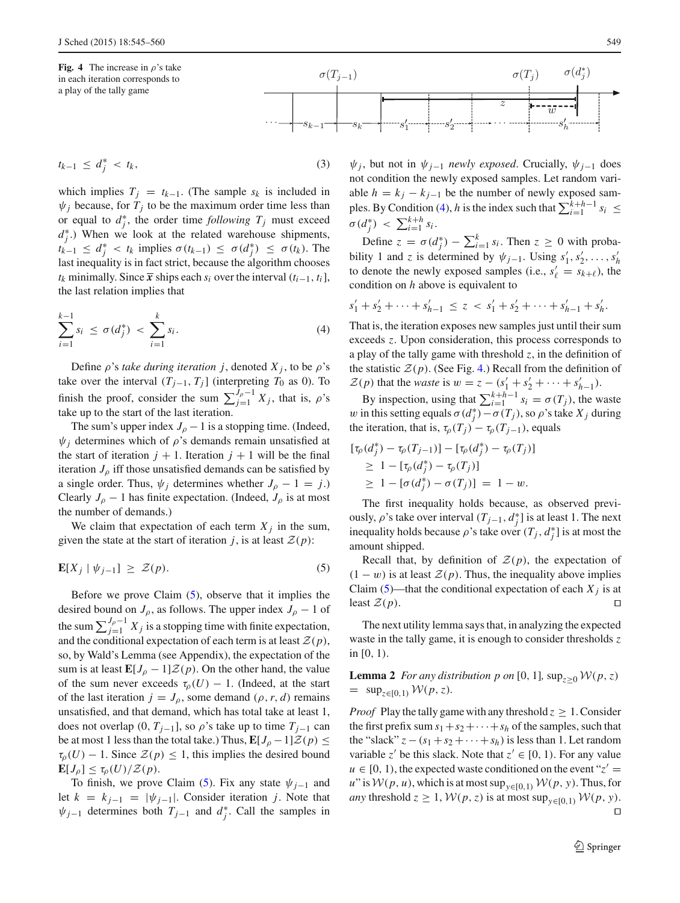**Fig. 4** The increase in $\rho$'s take in each iteration corresponds to a play of the tally game

$$t_{k-1} \le d_j^* < t_k, \tag{3}$$

which implies $T_j = t_{k-1}$. (The sample $s_k$ is included in $\psi_j$ because, for $T_j$ to be the maximum order time less than or equal to $d_j^*$, the order time *following* $T_j$ must exceed $d_j^*$.) When we look at the related warehouse shipments, $t_{k-1} \le d_j^* < t_k$ implies $\sigma(t_{k-1}) \le \sigma(d_j^*) \le \sigma(t_k)$. The last inequality is in fact strict, because the algorithm chooses $t_k$ minimally. Since $\overline{\boldsymbol{x}}$ ships each $s_i$ over the interval $(t_{i-1}, t_i]$, the last relation implies that

$$\sum_{i=1}^{k-1} s_i \le \sigma(d_j^*) < \sum_{i=1}^{k} s_i. \tag{4}$$

Define $\rho$'s *take during iteration* $j$, denoted $X_j$, to be $\rho$'s take over the interval $(T_{j-1}, T_j]$ (interpreting $T_0$ as 0). To finish the proof, consider the sum $\sum_{j=1}^{J_\rho - 1} X_j$, that is, $\rho$'s take up to the start of the last iteration.

The sum's upper index $J_\rho - 1$ is a stopping time. (Indeed, $\psi_j$ determines which of $\rho$'s demands remain unsatisfied at the start of iteration $j+1$. Iteration $j+1$ will be the final iteration $J_\rho$ iff those unsatisfied demands can be satisfied by a single order. Thus, $\psi_j$ determines whether $J_\rho - 1 = j$.) Clearly $J_\rho - 1$ has finite expectation. (Indeed, $J_\rho$ is at most the number of demands.)

We claim that expectation of each term $X_j$ in the sum, given the state at the start of iteration $j$, is at least $\mathcal{Z}(p)$:

$$\mathbf{E}[X_j \mid \psi_{j-1}] \ge \mathcal{Z}(p). \tag{5}$$

Before we prove Claim (5), observe that it implies the desired bound on $J_\rho$, as follows. The upper index $J_\rho - 1$ of the sum $\sum_{j=1}^{J_\rho - 1} X_j$ is a stopping time with finite expectation, and the conditional expectation of each term is at least $\mathcal{Z}(p)$, so, by Wald's Lemma (see Appendix), the expectation of the sum is at least $\mathbf{E}[J_\rho - 1]\mathcal{Z}(p)$. On the other hand, the value of the sum never exceeds $\tau_\rho(U) - 1$. (Indeed, at the start of the last iteration $j = J_\rho$, some demand $(\rho, r, d)$ remains unsatisfied, and that demand, which has total take at least 1, does not overlap $(0, T_{j-1}]$, so $\rho$'s take up to time $T_{j-1}$ can be at most 1 less than the total take.) Thus, $\mathbf{E}[J_\rho - 1]\mathcal{Z}(p) \le \tau_\rho(U) - 1$. Since $\mathcal{Z}(p) \le 1$, this implies the desired bound $\mathbf{E}[J_\rho] \le \tau_\rho(U)/\mathcal{Z}(p)$.

To finish, we prove Claim (5). Fix any state $\psi_{j-1}$ and let $k = k_{j-1} = |\psi_{j-1}|$. Consider iteration $j$. Note that $\psi_{j-1}$ determines both $T_{j-1}$ and $d_j^*$. Call the samples in $\psi_j$, but not in $\psi_{j-1}$ *newly exposed*. Crucially, $\psi_{j-1}$ does not condition the newly exposed samples. Let random variable $h = k_j - k_{j-1}$ be the number of newly exposed samples. By Condition (4), $h$ is the index such that $\sum_{i=1}^{k+h-1} s_i \le \sigma(d_j^*) < \sum_{i=1}^{k+h} s_i$.

Define $z = \sigma(d_j^*) - \sum_{i=1}^{k} s_i$. Then $z \ge 0$ with probability 1 and $z$ is determined by $\psi_{j-1}$. Using $s'_1, s'_2, \ldots, s'_h$ to denote the newly exposed samples (i.e., $s'_\ell = s_{k+\ell}$), the condition on $h$ above is equivalent to

$$s'_1 + s'_2 + \cdots + s'_{h-1} \le z < s'_1 + s'_2 + \cdots + s'_{h-1} + s'_h.$$

That is, the iteration exposes new samples just until their sum exceeds $z$. Upon consideration, this process corresponds to a play of the tally game with threshold $z$, in the definition of the statistic $\mathcal{Z}(p)$. (See Fig. 4.) Recall from the definition of $\mathcal{Z}(p)$ that the *waste* is $w = z - (s'_1 + s'_2 + \cdots + s'_{h-1})$.

By inspection, using that $\sum_{i=1}^{k+h-1} s_i = \sigma(T_j)$, the waste $w$ in this setting equals $\sigma(d_j^*) - \sigma(T_j)$, so $\rho$'s take $X_j$ during the iteration, that is, $\tau_\rho(T_j) - \tau_\rho(T_{j-1})$, equals

$$\begin{aligned}
&[\tau_\rho(d_j^*) - \tau_\rho(T_{j-1})] - [\tau_\rho(d_j^*) - \tau_\rho(T_j)] \\
&\quad \ge 1 - [\tau_\rho(d_j^*) - \tau_\rho(T_j)] \\
&\quad \ge 1 - [\sigma(d_j^*) - \sigma(T_j)] = 1 - w.
\end{aligned}$$

The first inequality holds because, as observed previously, $\rho$'s take over interval $(T_{j-1}, d_j^*]$ is at least 1. The next inequality holds because $\rho$'s take over $(T_j, d_j^*]$ is at most the amount shipped.

Recall that, by definition of $\mathcal{Z}(p)$, the expectation of $(1 - w)$ is at least $\mathcal{Z}(p)$. Thus, the inequality above implies Claim (5)—that the conditional expectation of each $X_j$ is at least $\mathcal{Z}(p)$. □

The next utility lemma says that, in analyzing the expected waste in the tally game, it is enough to consider thresholds $z$ in $[0, 1)$.

**Lemma 2** *For any distribution $p$ on* $[0, 1]$, $\sup_{z \ge 0} \mathcal{W}(p, z) = \sup_{z \in [0,1)} \mathcal{W}(p, z)$.

*Proof* Play the tally game with any threshold $z \ge 1$. Consider the first prefix sum $s_1 + s_2 + \cdots + s_h$ of the samples, such that the "slack" $z - (s_1 + s_2 + \cdots + s_h)$ is less than 1. Let random variable $z'$ be this slack. Note that $z' \in [0, 1)$. For any value $u \in [0, 1)$, the expected waste conditioned on the event "$z' = u$" is $\mathcal{W}(p, u)$, which is at most $\sup_{y \in [0,1)} \mathcal{W}(p, y)$. Thus, for *any* threshold $z \ge 1$, $\mathcal{W}(p, z)$ is at most $\sup_{y \in [0,1)} \mathcal{W}(p, y)$. □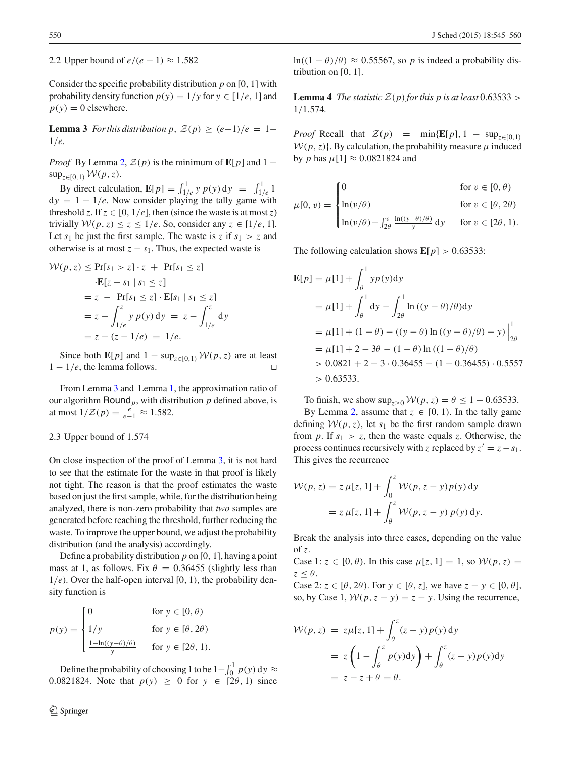### 2.2 Upper bound of $e/(e-1) \approx 1.582$

Consider the specific probability distribution $p$ on $[0, 1]$ with probability density function $p(y) = 1/y$ for $y \in [1/e, 1]$ and $p(y) = 0$ elsewhere.

**Lemma 3** *For this distribution $p$, $\mathcal{Z}(p) \geq (e-1)/e = 1 - 1/e$.*

*Proof* By Lemma 2, $\mathcal{Z}(p)$ is the minimum of $\mathbf{E}[p]$ and $1 - \sup_{z\in[0,1)} \mathcal{W}(p, z)$.

By direct calculation, $\mathbf{E}[p] = \int_{1/e}^{1} y\, p(y)\, \mathrm{d}y = \int_{1/e}^{1} 1\, \mathrm{d}y = 1 - 1/e$. Now consider playing the tally game with threshold $z$. If $z \in [0, 1/e]$, then (since the waste is at most $z$) trivially $\mathcal{W}(p, z) \leq z \leq 1/e$. So, consider any $z \in [1/e, 1]$. Let $s_1$ be just the first sample. The waste is $z$ if $s_1 > z$ and otherwise is at most $z - s_1$. Thus, the expected waste is

$$
\begin{aligned}
\mathcal{W}(p, z) &\leq \Pr[s_1 > z] \cdot z \;+\; \Pr[s_1 \leq z] \\
&\quad \cdot \mathbf{E}[z - s_1 \mid s_1 \leq z] \\
&= z \;-\; \Pr[s_1 \leq z] \cdot \mathbf{E}[s_1 \mid s_1 \leq z] \\
&= z - \int_{1/e}^{z} y\, p(y)\, \mathrm{d}y \;=\; z - \int_{1/e}^{z} \mathrm{d}y \\
&= z - (z - 1/e) \;=\; 1/e.
\end{aligned}
$$

Since both $\mathbf{E}[p]$ and $1 - \sup_{z\in[0,1)} \mathcal{W}(p, z)$ are at least $1 - 1/e$, the lemma follows. $\square$

From Lemma 3 and Lemma 1, the approximation ratio of our algorithm $\mathsf{Round}_p$, with distribution $p$ defined above, is at most $1/\mathcal{Z}(p) = \frac{e}{e-1} \approx 1.582$.

### 2.3 Upper bound of 1.574

On close inspection of the proof of Lemma 3, it is not hard to see that the estimate for the waste in that proof is likely not tight. The reason is that the proof estimates the waste based on just the first sample, while, for the distribution being analyzed, there is non-zero probability that *two* samples are generated before reaching the threshold, further reducing the waste. To improve the upper bound, we adjust the probability distribution (and the analysis) accordingly.

Define a probability distribution $p$ on $[0, 1]$, having a point mass at 1, as follows. Fix $\theta = 0.36455$ (slightly less than $1/e$). Over the half-open interval $[0, 1)$, the probability density function is

$$
p(y) = \begin{cases} 0 & \text{for } y \in [0, \theta) \\ 1/y & \text{for } y \in [\theta, 2\theta) \\ \frac{1 - \ln((y-\theta)/\theta)}{y} & \text{for } y \in [2\theta, 1). \end{cases}
$$

Define the probability of choosing 1 to be $1 - \int_0^1 p(y)\, \mathrm{d}y \approx 0.0821824$. Note that $p(y) \geq 0$ for $y \in [2\theta, 1)$ since $\ln((1-\theta)/\theta) \approx 0.55567$, so $p$ is indeed a probability distribution on $[0, 1]$.

**Lemma 4** *The statistic $\mathcal{Z}(p)$ for this $p$ is at least $0.63533 > 1/1.574$.*

*Proof* Recall that $\mathcal{Z}(p) = \min\{\mathbf{E}[p], 1 - \sup_{z\in[0,1)} \mathcal{W}(p, z)\}$. By calculation, the probability measure $\mu$ induced by $p$ has $\mu[1] \approx 0.0821824$ and

$$
\mu[0, v) = \begin{cases} 0 & \text{for } v \in [0, \theta) \\ \ln(v/\theta) & \text{for } v \in [\theta, 2\theta) \\ \ln(v/\theta) - \int_{2\theta}^{v} \frac{\ln((y-\theta)/\theta)}{y}\, \mathrm{d}y & \text{for } v \in [2\theta, 1). \end{cases}
$$

The following calculation shows $\mathbf{E}[p] > 0.63533$:

$$
\begin{aligned}
\mathbf{E}[p] &= \mu[1] + \int_{\theta}^{1} y p(y) \mathrm{d}y \\
&= \mu[1] + \int_{\theta}^{1} \mathrm{d}y - \int_{2\theta}^{1} \ln((y-\theta)/\theta) \mathrm{d}y \\
&= \mu[1] + (1 - \theta) - ((y - \theta) \ln((y-\theta)/\theta) - y) \Big|_{2\theta}^{1} \\
&= \mu[1] + 2 - 3\theta - (1-\theta) \ln((1-\theta)/\theta) \\
&> 0.0821 + 2 - 3 \cdot 0.36455 - (1 - 0.36455) \cdot 0.5557 \\
&> 0.63533.
\end{aligned}
$$

To finish, we show $\sup_{z\geq 0} \mathcal{W}(p, z) = \theta \leq 1 - 0.63533$.

By Lemma 2, assume that $z \in [0, 1)$. In the tally game defining $\mathcal{W}(p, z)$, let $s_1$ be the first random sample drawn from $p$. If $s_1 > z$, then the waste equals $z$. Otherwise, the process continues recursively with $z$ replaced by $z' = z - s_1$. This gives the recurrence

$$
\begin{aligned}
\mathcal{W}(p, z) &= z\, \mu[z, 1] + \int_0^z \mathcal{W}(p, z - y) p(y)\, \mathrm{d}y \\
&= z\, \mu[z, 1] + \int_{\theta}^{z} \mathcal{W}(p, z - y)\, p(y)\, \mathrm{d}y.
\end{aligned}
$$

Break the analysis into three cases, depending on the value of $z$.

<u>Case 1</u>: $z \in [0, \theta)$. In this case $\mu[z, 1] = 1$, so $\mathcal{W}(p, z) = z \leq \theta$.

<u>Case 2</u>: $z \in [\theta, 2\theta)$. For $y \in [\theta, z]$, we have $z - y \in [0, \theta]$, so, by Case 1, $\mathcal{W}(p, z - y) = z - y$. Using the recurrence,

$$
\begin{aligned}
\mathcal{W}(p, z) &= z\mu[z, 1] + \int_{\theta}^{z} (z - y) p(y)\, \mathrm{d}y \\
&= z \left(1 - \int_{\theta}^{z} p(y) \mathrm{d}y\right) + \int_{\theta}^{z} (z - y) p(y) \mathrm{d}y \\
&= z - z + \theta = \theta.
\end{aligned}
$$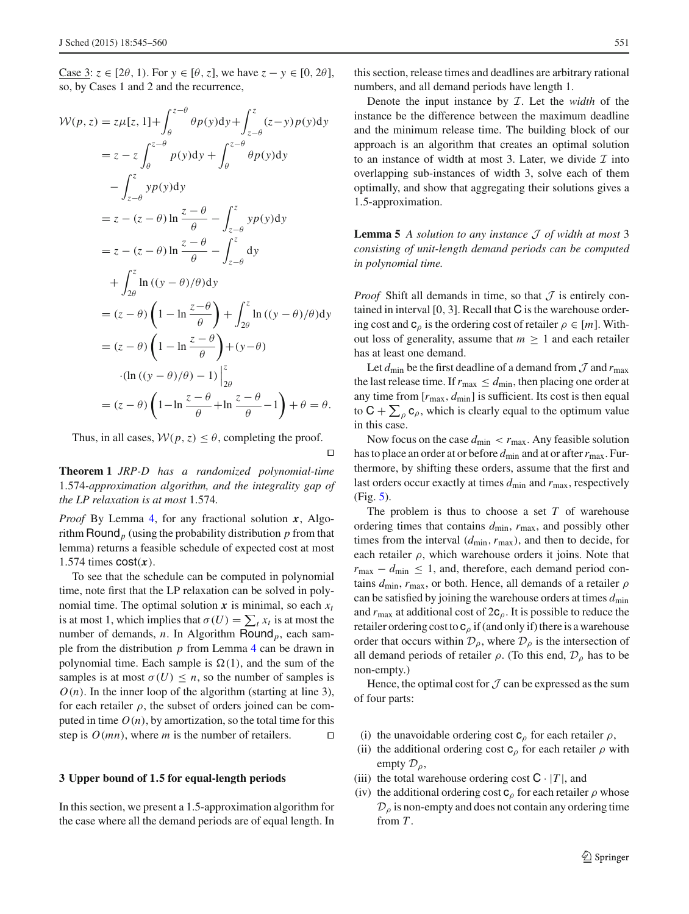Case 3: $z \in [2\theta, 1)$. For $y \in [\theta, z]$, we have $z - y \in [0, 2\theta]$, so, by Cases 1 and 2 and the recurrence,

$$
\begin{aligned}
\mathcal{W}(p, z) &= z\mu[z, 1] + \int_{\theta}^{z-\theta} \theta p(y) \mathrm{d}y + \int_{z-\theta}^{z} (z-y) p(y) \mathrm{d}y \\
&= z - z \int_{\theta}^{z-\theta} p(y) \mathrm{d}y + \int_{\theta}^{z-\theta} \theta p(y) \mathrm{d}y \\
&\quad - \int_{z-\theta}^{z} y p(y) \mathrm{d}y \\
&= z - (z-\theta) \ln \frac{z-\theta}{\theta} - \int_{z-\theta}^{z} y p(y) \mathrm{d}y \\
&= z - (z-\theta) \ln \frac{z-\theta}{\theta} - \int_{z-\theta}^{z} \mathrm{d}y \\
&\quad + \int_{2\theta}^{z} \ln((y-\theta)/\theta) \mathrm{d}y \\
&= (z-\theta) \left(1 - \ln \frac{z-\theta}{\theta}\right) + \int_{2\theta}^{z} \ln((y-\theta)/\theta) \mathrm{d}y \\
&= (z-\theta) \left(1 - \ln \frac{z-\theta}{\theta}\right) + (y-\theta) \\
&\quad \cdot (\ln((y-\theta)/\theta) - 1) \Big|_{2\theta}^{z} \\
&= (z-\theta) \left(1 - \ln \frac{z-\theta}{\theta} + \ln \frac{z-\theta}{\theta} - 1\right) + \theta = \theta.
\end{aligned}
$$

Thus, in all cases, $\mathcal{W}(p, z) \le \theta$, completing the proof. $\square$

**Theorem 1** *JRP-D has a randomized polynomial-time 1.574-approximation algorithm, and the integrality gap of the LP relaxation is at most 1.574.*

*Proof* By Lemma 4, for any fractional solution $\boldsymbol{x}$, Algorithm $\mathsf{Round}_p$ (using the probability distribution $p$ from that lemma) returns a feasible schedule of expected cost at most 1.574 times $\mathsf{cost}(\boldsymbol{x})$.

To see that the schedule can be computed in polynomial time, note first that the LP relaxation can be solved in polynomial time. The optimal solution $\boldsymbol{x}$ is minimal, so each $x_t$ is at most 1, which implies that $\sigma(U) = \sum_t x_t$ is at most the number of demands, $n$. In Algorithm $\mathsf{Round}_p$, each sample from the distribution $p$ from Lemma 4 can be drawn in polynomial time. Each sample is $\Omega(1)$, and the sum of the samples is at most $\sigma(U) \le n$, so the number of samples is $O(n)$. In the inner loop of the algorithm (starting at line 3), for each retailer $\rho$, the subset of orders joined can be computed in time $O(n)$, by amortization, so the total time for this step is $O(mn)$, where $m$ is the number of retailers. $\square$

## 3 Upper bound of 1.5 for equal-length periods

In this section, we present a 1.5-approximation algorithm for the case where all the demand periods are of equal length. In this section, release times and deadlines are arbitrary rational numbers, and all demand periods have length 1.

Denote the input instance by $\mathcal{I}$. Let the *width* of the instance be the difference between the maximum deadline and the minimum release time. The building block of our approach is an algorithm that creates an optimal solution to an instance of width at most 3. Later, we divide $\mathcal{I}$ into overlapping sub-instances of width 3, solve each of them optimally, and show that aggregating their solutions gives a 1.5-approximation.

**Lemma 5** *A solution to any instance $\mathcal{J}$ of width at most 3 consisting of unit-length demand periods can be computed in polynomial time.*

*Proof* Shift all demands in time, so that $\mathcal{J}$ is entirely contained in interval $[0, 3]$. Recall that $\mathsf{C}$ is the warehouse ordering cost and $\mathsf{c}_\rho$ is the ordering cost of retailer $\rho \in [m]$. Without loss of generality, assume that $m \ge 1$ and each retailer has at least one demand.

Let $d_{\min}$ be the first deadline of a demand from $\mathcal{J}$ and $r_{\max}$ the last release time. If $r_{\max} \le d_{\min}$, then placing one order at any time from $[r_{\max}, d_{\min}]$ is sufficient. Its cost is then equal to $\mathsf{C} + \sum_\rho \mathsf{c}_\rho$, which is clearly equal to the optimum value in this case.

Now focus on the case $d_{\min} < r_{\max}$. Any feasible solution has to place an order at or before $d_{\min}$ and at or after $r_{\max}$. Furthermore, by shifting these orders, assume that the first and last orders occur exactly at times $d_{\min}$ and $r_{\max}$, respectively (Fig. 5).

The problem is thus to choose a set $T$ of warehouse ordering times that contains $d_{\min}$, $r_{\max}$, and possibly other times from the interval $(d_{\min}, r_{\max})$, and then to decide, for each retailer $\rho$, which warehouse orders it joins. Note that $r_{\max} - d_{\min} \le 1$, and, therefore, each demand period contains $d_{\min}$, $r_{\max}$, or both. Hence, all demands of a retailer $\rho$ can be satisfied by joining the warehouse orders at times $d_{\min}$ and $r_{\max}$ at additional cost of $2\mathsf{c}_\rho$. It is possible to reduce the retailer ordering cost to $\mathsf{c}_\rho$ if (and only if) there is a warehouse order that occurs within $\mathcal{D}_\rho$, where $\mathcal{D}_\rho$ is the intersection of all demand periods of retailer $\rho$. (To this end, $\mathcal{D}_\rho$ has to be non-empty.)

Hence, the optimal cost for $\mathcal{J}$ can be expressed as the sum of four parts:

(i) the unavoidable ordering cost $\mathsf{c}_\rho$ for each retailer $\rho$,
(ii) the additional ordering cost $\mathsf{c}_\rho$ for each retailer $\rho$ with empty $\mathcal{D}_\rho$,
(iii) the total warehouse ordering cost $\mathsf{C} \cdot |T|$, and
(iv) the additional ordering cost $\mathsf{c}_\rho$ for each retailer $\rho$ whose $\mathcal{D}_\rho$ is non-empty and does not contain any ordering time from $T$.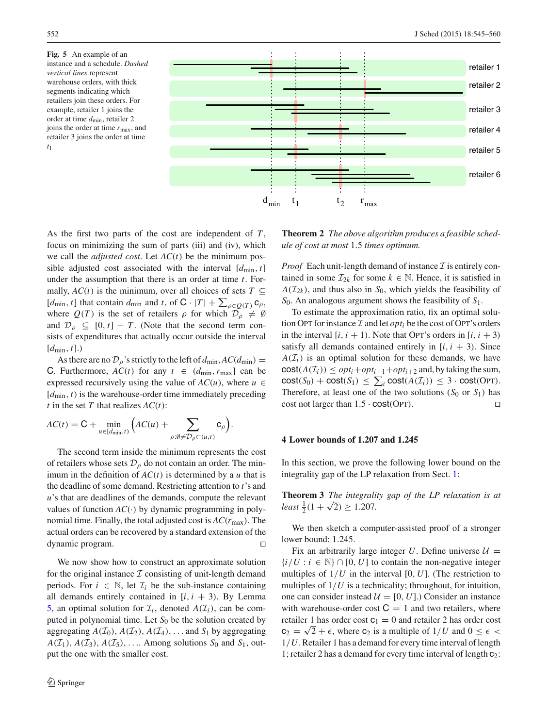**Fig. 5** An example of an instance and a schedule. *Dashed vertical lines* represent warehouse orders, with thick segments indicating which retailers join these orders. For example, retailer 1 joins the order at time $d_{\min}$, retailer 2 joins the order at time $r_{\max}$, and retailer 3 joins the order at time $t_1$

As the first two parts of the cost are independent of $T$, focus on minimizing the sum of parts (iii) and (iv), which we call the *adjusted cost*. Let $AC(t)$ be the minimum possible adjusted cost associated with the interval $[d_{\min}, t]$ under the assumption that there is an order at time $t$. Formally, $AC(t)$ is the minimum, over all choices of sets $T \subseteq [d_{\min}, t]$ that contain $d_{\min}$ and $t$, of $\mathsf{C} \cdot |T| + \sum_{\rho \in Q(T)} \mathsf{c}_\rho$, where $Q(T)$ is the set of retailers $\rho$ for which $\mathcal{D}_\rho \neq \emptyset$ and $\mathcal{D}_\rho \subseteq [0, t] - T$. (Note that the second term consists of expenditures that actually occur outside the interval $[d_{\min}, t]$.)

As there are no $\mathcal{D}_\rho$'s strictly to the left of $d_{\min}$, $AC(d_{\min}) = \mathsf{C}$. Furthermore, $AC(t)$ for any $t \in (d_{\min}, r_{\max}]$ can be expressed recursively using the value of $AC(u)$, where $u \in [d_{\min}, t)$ is the warehouse-order time immediately preceding $t$ in the set $T$ that realizes $AC(t)$:

$$AC(t) = \mathsf{C} + \min_{u \in [d_{\min}, t)} \Big( AC(u) + \sum_{\rho : \emptyset \neq \mathcal{D}_\rho \subset (u,t)} \mathsf{c}_\rho \Big).$$

The second term inside the minimum represents the cost of retailers whose sets $\mathcal{D}_\rho$ do not contain an order. The minimum in the definition of $AC(t)$ is determined by a $u$ that is the deadline of some demand. Restricting attention to $t$'s and $u$'s that are deadlines of the demands, compute the relevant values of function $AC(\cdot)$ by dynamic programming in polynomial time. Finally, the total adjusted cost is $AC(r_{\max})$. The actual orders can be recovered by a standard extension of the dynamic program. □

We now show how to construct an approximate solution for the original instance $\mathcal{I}$ consisting of unit-length demand periods. For $i \in \mathbb{N}$, let $\mathcal{I}_i$ be the sub-instance containing all demands entirely contained in $[i, i + 3)$. By Lemma 5, an optimal solution for $\mathcal{I}_i$, denoted $A(\mathcal{I}_i)$, can be computed in polynomial time. Let $S_0$ be the solution created by aggregating $A(\mathcal{I}_0), A(\mathcal{I}_2), A(\mathcal{I}_4), \ldots$ and $S_1$ by aggregating $A(\mathcal{I}_1), A(\mathcal{I}_3), A(\mathcal{I}_5), \ldots$. Among solutions $S_0$ and $S_1$, output the one with the smaller cost.

**Theorem 2** *The above algorithm produces a feasible schedule of cost at most* 1.5 *times optimum.*

*Proof* Each unit-length demand of instance $\mathcal{I}$ is entirely contained in some $\mathcal{I}_{2k}$ for some $k \in \mathbb{N}$. Hence, it is satisfied in $A(\mathcal{I}_{2k})$, and thus also in $S_0$, which yields the feasibility of $S_0$. An analogous argument shows the feasibility of $S_1$.

To estimate the approximation ratio, fix an optimal solution OPT for instance $\mathcal{I}$ and let $opt_i$ be the cost of OPT's orders in the interval $[i, i + 1)$. Note that OPT's orders in $[i, i + 3)$ satisfy all demands contained entirely in $[i, i + 3)$. Since $A(\mathcal{I}_i)$ is an optimal solution for these demands, we have $\mathsf{cost}(A(\mathcal{I}_i)) \leq opt_i + opt_{i+1} + opt_{i+2}$ and, by taking the sum, $\mathsf{cost}(S_0) + \mathsf{cost}(S_1) \leq \sum_i \mathsf{cost}(A(\mathcal{I}_i)) \leq 3 \cdot \mathsf{cost}(\text{OPT})$. Therefore, at least one of the two solutions ($S_0$ or $S_1$) has cost not larger than $1.5 \cdot \mathsf{cost}(\text{OPT})$. □

## 4 Lower bounds of 1.207 and 1.245

In this section, we prove the following lower bound on the integrality gap of the LP relaxation from Sect. 1:

**Theorem 3** *The integrality gap of the LP relaxation is at least* $\frac{1}{2}(1 + \sqrt{2}) \geq 1.207$.

We then sketch a computer-assisted proof of a stronger lower bound: 1.245.

Fix an arbitrarily large integer $U$. Define universe $\mathcal{U} = \{i/U : i \in \mathbb{N}\} \cap [0, U]$ to contain the non-negative integer multiples of $1/U$ in the interval $[0, U]$. (The restriction to multiples of $1/U$ is a technicality; throughout, for intuition, one can consider instead $\mathcal{U} = [0, U]$.) Consider an instance with warehouse-order cost $\mathsf{C} = 1$ and two retailers, where retailer 1 has order cost $\mathsf{c}_1 = 0$ and retailer 2 has order cost $\mathsf{c}_2 = \sqrt{2} + \epsilon$, where $\mathsf{c}_2$ is a multiple of $1/U$ and $0 \leq \epsilon < 1/U$. Retailer 1 has a demand for every time interval of length 1; retailer 2 has a demand for every time interval of length $\mathsf{c}_2$: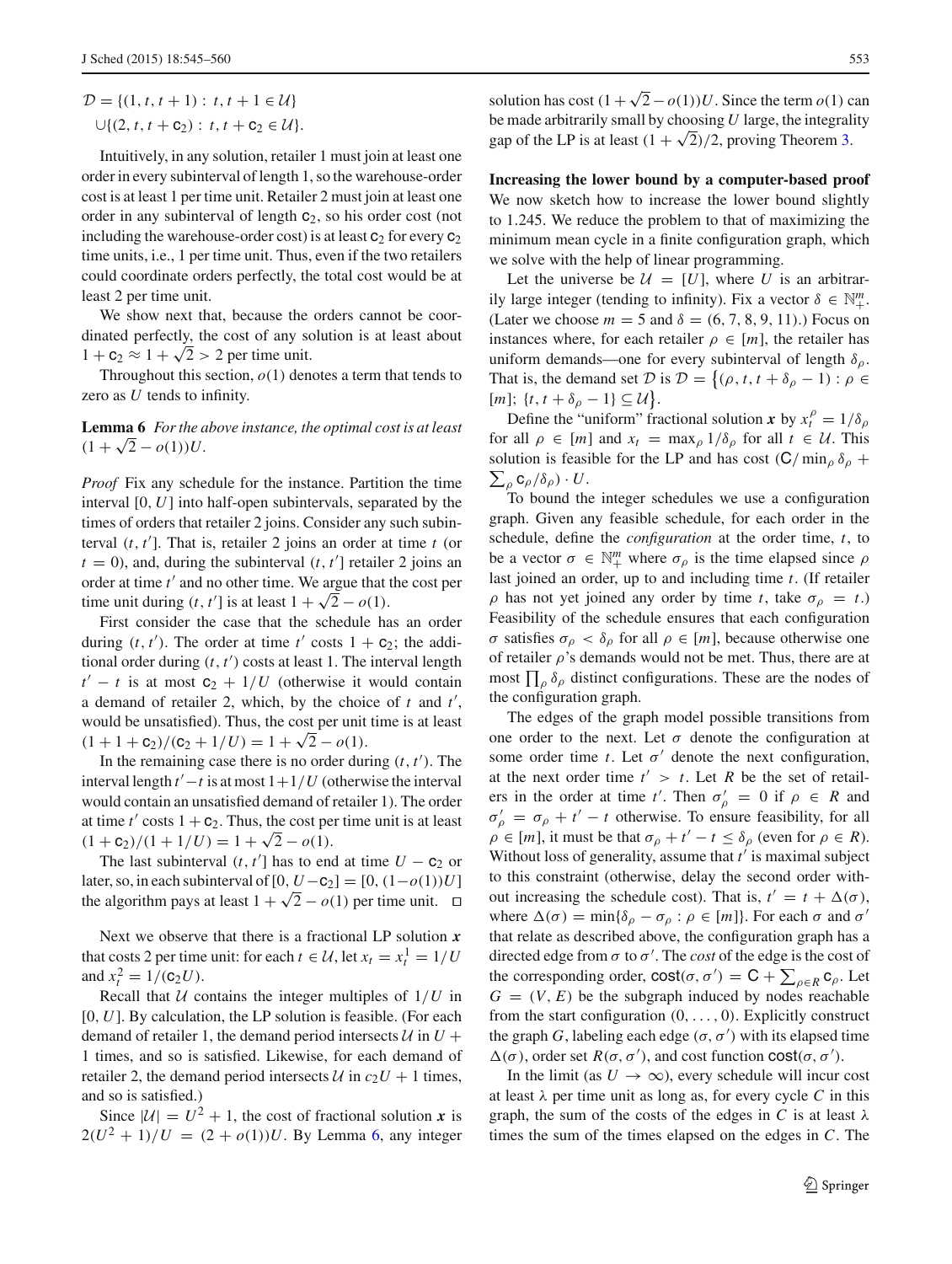$$\mathcal{D} = \{(1, t, t+1) : t, t+1 \in \mathcal{U}\}$$
$$\cup \{(2, t, t + \mathsf{c}_2) : t, t + \mathsf{c}_2 \in \mathcal{U}\}.$$

Intuitively, in any solution, retailer 1 must join at least one order in every subinterval of length 1, so the warehouse-order cost is at least 1 per time unit. Retailer 2 must join at least one order in any subinterval of length $\mathsf{c}_2$, so his order cost (not including the warehouse-order cost) is at least $\mathsf{c}_2$ for every $\mathsf{c}_2$ time units, i.e., 1 per time unit. Thus, even if the two retailers could coordinate orders perfectly, the total cost would be at least 2 per time unit.

We show next that, because the orders cannot be coordinated perfectly, the cost of any solution is at least about $1 + \mathsf{c}_2 \approx 1 + \sqrt{2} > 2$ per time unit.

Throughout this section, $o(1)$ denotes a term that tends to zero as $U$ tends to infinity.

**Lemma 6** *For the above instance, the optimal cost is at least* $(1 + \sqrt{2} - o(1))U$.

*Proof* Fix any schedule for the instance. Partition the time interval $[0, U]$ into half-open subintervals, separated by the times of orders that retailer 2 joins. Consider any such subinterval $(t, t']$. That is, retailer 2 joins an order at time $t$ (or $t = 0$), and, during the subinterval $(t, t']$ retailer 2 joins an order at time $t'$ and no other time. We argue that the cost per time unit during $(t, t']$ is at least $1 + \sqrt{2} - o(1)$.

First consider the case that the schedule has an order during $(t, t')$. The order at time $t'$ costs $1 + \mathsf{c}_2$; the additional order during $(t, t')$ costs at least 1. The interval length $t' - t$ is at most $\mathsf{c}_2 + 1/U$ (otherwise it would contain a demand of retailer 2, which, by the choice of $t$ and $t'$, would be unsatisfied). Thus, the cost per unit time is at least $(1 + 1 + \mathsf{c}_2)/(\mathsf{c}_2 + 1/U) = 1 + \sqrt{2} - o(1)$.

In the remaining case there is no order during $(t, t')$. The interval length $t' - t$ is at most $1 + 1/U$ (otherwise the interval would contain an unsatisfied demand of retailer 1). The order at time $t'$ costs $1 + \mathsf{c}_2$. Thus, the cost per time unit is at least $(1 + \mathsf{c}_2)/(1 + 1/U) = 1 + \sqrt{2} - o(1)$.

The last subinterval $(t, t']$ has to end at time $U - \mathsf{c}_2$ or later, so, in each subinterval of $[0, U - \mathsf{c}_2] = [0, (1 - o(1))U]$ the algorithm pays at least $1 + \sqrt{2} - o(1)$ per time unit. □

Next we observe that there is a fractional LP solution $\boldsymbol{x}$ that costs 2 per time unit: for each $t \in \mathcal{U}$, let $x_t = x_t^1 = 1/U$ and $x_t^2 = 1/(\mathsf{c}_2 U)$.

Recall that $\mathcal{U}$ contains the integer multiples of $1/U$ in $[0, U]$. By calculation, the LP solution is feasible. (For each demand of retailer 1, the demand period intersects $\mathcal{U}$ in $U + 1$ times, and so is satisfied. Likewise, for each demand of retailer 2, the demand period intersects $\mathcal{U}$ in $c_2 U + 1$ times, and so is satisfied.)

Since $|\mathcal{U}| = U^2 + 1$, the cost of fractional solution $\boldsymbol{x}$ is $2(U^2 + 1)/U = (2 + o(1))U$. By Lemma 6, any integer solution has cost $(1 + \sqrt{2} - o(1))U$. Since the term $o(1)$ can be made arbitrarily small by choosing $U$ large, the integrality gap of the LP is at least $(1 + \sqrt{2})/2$, proving Theorem 3.

**Increasing the lower bound by a computer-based proof** We now sketch how to increase the lower bound slightly to 1.245. We reduce the problem to that of maximizing the minimum mean cycle in a finite configuration graph, which we solve with the help of linear programming.

Let the universe be $\mathcal{U} = [U]$, where $U$ is an arbitrarily large integer (tending to infinity). Fix a vector $\delta \in \mathbb{N}_+^m$. (Later we choose $m = 5$ and $\delta = (6, 7, 8, 9, 11)$.) Focus on instances where, for each retailer $\rho \in [m]$, the retailer has uniform demands—one for every subinterval of length $\delta_\rho$. That is, the demand set $\mathcal{D}$ is $\mathcal{D} = \{(\rho, t, t + \delta_\rho - 1) : \rho \in [m];\ \{t, t + \delta_\rho - 1\} \subseteq \mathcal{U}\}$.

Define the "uniform" fractional solution $\boldsymbol{x}$ by $x_t^\rho = 1/\delta_\rho$ for all $\rho \in [m]$ and $x_t = \max_\rho 1/\delta_\rho$ for all $t \in \mathcal{U}$. This solution is feasible for the LP and has cost $(\mathsf{C}/\min_\rho \delta_\rho + \sum_\rho \mathsf{c}_\rho/\delta_\rho) \cdot U$.

To bound the integer schedules we use a configuration graph. Given any feasible schedule, for each order in the schedule, define the *configuration* at the order time, $t$, to be a vector $\sigma \in \mathbb{N}_+^m$ where $\sigma_\rho$ is the time elapsed since $\rho$ last joined an order, up to and including time $t$. (If retailer $\rho$ has not yet joined any order by time $t$, take $\sigma_\rho = t$.) Feasibility of the schedule ensures that each configuration $\sigma$ satisfies $\sigma_\rho < \delta_\rho$ for all $\rho \in [m]$, because otherwise one of retailer $\rho$'s demands would not be met. Thus, there are at most $\prod_\rho \delta_\rho$ distinct configurations. These are the nodes of the configuration graph.

The edges of the graph model possible transitions from one order to the next. Let $\sigma$ denote the configuration at some order time $t$. Let $\sigma'$ denote the next configuration, at the next order time $t' > t$. Let $R$ be the set of retailers in the order at time $t'$. Then $\sigma'_\rho = 0$ if $\rho \in R$ and $\sigma'_\rho = \sigma_\rho + t' - t$ otherwise. To ensure feasibility, for all $\rho \in [m]$, it must be that $\sigma_\rho + t' - t \le \delta_\rho$ (even for $\rho \in R$). Without loss of generality, assume that $t'$ is maximal subject to this constraint (otherwise, delay the second order without increasing the schedule cost). That is, $t' = t + \Delta(\sigma)$, where $\Delta(\sigma) = \min\{\delta_\rho - \sigma_\rho : \rho \in [m]\}$. For each $\sigma$ and $\sigma'$ that relate as described above, the configuration graph has a directed edge from $\sigma$ to $\sigma'$. The *cost* of the edge is the cost of the corresponding order, $\mathsf{cost}(\sigma, \sigma') = \mathsf{C} + \sum_{\rho \in R} \mathsf{c}_\rho$. Let $G = (V, E)$ be the subgraph induced by nodes reachable from the start configuration $(0, \ldots, 0)$. Explicitly construct the graph $G$, labeling each edge $(\sigma, \sigma')$ with its elapsed time $\Delta(\sigma)$, order set $R(\sigma, \sigma')$, and cost function $\mathsf{cost}(\sigma, \sigma')$.

In the limit (as $U \to \infty$), every schedule will incur cost at least $\lambda$ per time unit as long as, for every cycle $C$ in this graph, the sum of the costs of the edges in $C$ is at least $\lambda$ times the sum of the times elapsed on the edges in $C$. The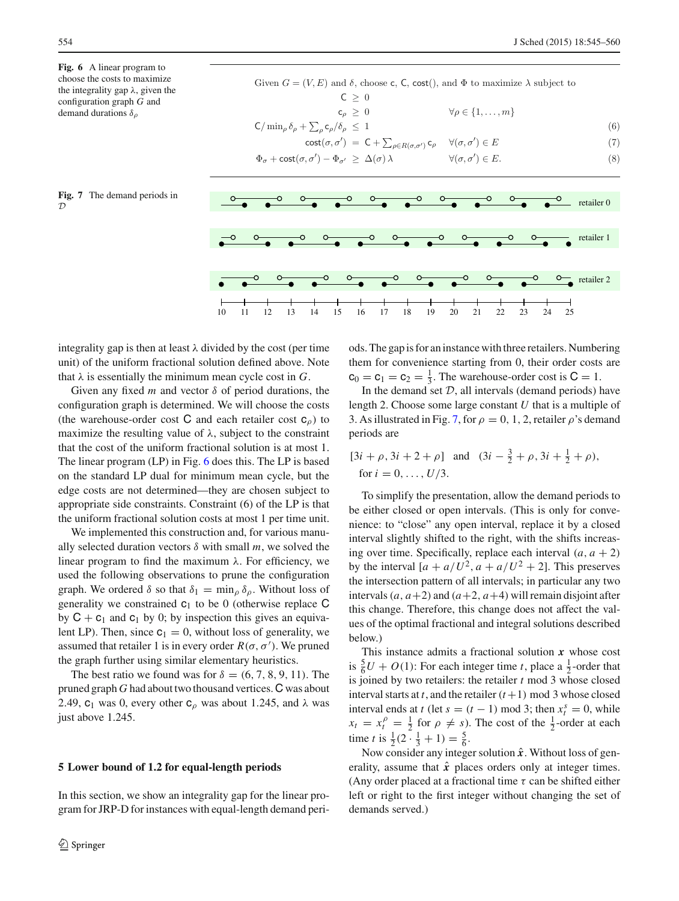**Fig. 6** A linear program to choose the costs to maximize the integrality gap $\lambda$, given the configuration graph $G$ and demand durations $\delta_\rho$

Given $G = (V, E)$ and $\delta$, choose $\mathsf{c}$, $\mathsf{C}$, $\mathsf{cost}()$, and $\Phi$ to maximize $\lambda$ subject to

$$\mathsf{C} \geq 0$$

$$\mathsf{c}_\rho \geq 0 \qquad \forall \rho \in \{1, \ldots, m\}$$

$$\mathsf{C}/\min_\rho \delta_\rho + \sum_\rho \mathsf{c}_\rho/\delta_\rho \leq 1 \tag{6}$$

$$\mathsf{cost}(\sigma, \sigma') = \mathsf{C} + \sum_{\rho \in R(\sigma,\sigma')} \mathsf{c}_\rho \qquad \forall (\sigma, \sigma') \in E \tag{7}$$

$$\Phi_\sigma + \mathsf{cost}(\sigma, \sigma') - \Phi_{\sigma'} \geq \Delta(\sigma)\,\lambda \qquad \forall (\sigma, \sigma') \in E. \tag{8}$$

**Fig. 7** The demand periods in $\mathcal{D}$

integrality gap is then at least $\lambda$ divided by the cost (per time unit) of the uniform fractional solution defined above. Note that $\lambda$ is essentially the minimum mean cycle cost in $G$.

Given any fixed $m$ and vector $\delta$ of period durations, the configuration graph is determined. We will choose the costs (the warehouse-order cost $\mathsf{C}$ and each retailer cost $\mathsf{c}_\rho$) to maximize the resulting value of $\lambda$, subject to the constraint that the cost of the uniform fractional solution is at most 1. The linear program (LP) in Fig. 6 does this. The LP is based on the standard LP dual for minimum mean cycle, but the edge costs are not determined—they are chosen subject to appropriate side constraints. Constraint (6) of the LP is that the uniform fractional solution costs at most 1 per time unit.

We implemented this construction and, for various manually selected duration vectors $\delta$ with small $m$, we solved the linear program to find the maximum $\lambda$. For efficiency, we used the following observations to prune the configuration graph. We ordered $\delta$ so that $\delta_1 = \min_\rho \delta_\rho$. Without loss of generality we constrained $\mathsf{c}_1$ to be 0 (otherwise replace $\mathsf{C}$ by $\mathsf{C} + \mathsf{c}_1$ and $\mathsf{c}_1$ by 0; by inspection this gives an equivalent LP). Then, since $\mathsf{c}_1 = 0$, without loss of generality, we assumed that retailer 1 is in every order $R(\sigma, \sigma')$. We pruned the graph further using similar elementary heuristics.

The best ratio we found was for $\delta = (6, 7, 8, 9, 11)$. The pruned graph $G$ had about two thousand vertices. $\mathsf{C}$ was about 2.49, $\mathsf{c}_1$ was 0, every other $\mathsf{c}_\rho$ was about 1.245, and $\lambda$ was just above 1.245.

## 5 Lower bound of 1.2 for equal-length periods

In this section, we show an integrality gap for the linear program for JRP-D for instances with equal-length demand periods. The gap is for an instance with three retailers. Numbering them for convenience starting from 0, their order costs are $\mathsf{c}_0 = \mathsf{c}_1 = \mathsf{c}_2 = \frac{1}{3}$. The warehouse-order cost is $\mathsf{C} = 1$.

In the demand set $\mathcal{D}$, all intervals (demand periods) have length 2. Choose some large constant $U$ that is a multiple of 3. As illustrated in Fig. 7, for $\rho = 0, 1, 2$, retailer $\rho$'s demand periods are

$$[3i + \rho, 3i + 2 + \rho] \quad \text{and} \quad (3i - \tfrac{3}{2} + \rho, 3i + \tfrac{1}{2} + \rho),$$
for $i = 0, \ldots, U/3$.

To simplify the presentation, allow the demand periods to be either closed or open intervals. (This is only for convenience: to "close" any open interval, replace it by a closed interval slightly shifted to the right, with the shifts increasing over time. Specifically, replace each interval $(a, a + 2)$ by the interval $[a + a/U^2, a + a/U^2 + 2]$. This preserves the intersection pattern of all intervals; in particular any two intervals $(a, a+2)$ and $(a+2, a+4)$ will remain disjoint after this change. Therefore, this change does not affect the values of the optimal fractional and integral solutions described below.)

This instance admits a fractional solution $\boldsymbol{x}$ whose cost is $\frac{5}{6}U + O(1)$: For each integer time $t$, place a $\frac{1}{2}$-order that is joined by two retailers: the retailer $t$ mod 3 whose closed interval starts at $t$, and the retailer $(t+1)$ mod 3 whose closed interval ends at $t$ (let $s = (t-1)$ mod 3; then $x_t^s = 0$, while $x_t = x_t^\rho = \frac{1}{2}$ for $\rho \neq s$). The cost of the $\frac{1}{2}$-order at each time $t$ is $\frac{1}{2}(2 \cdot \frac{1}{3} + 1) = \frac{5}{6}$.

Now consider any integer solution $\hat{\boldsymbol{x}}$. Without loss of generality, assume that $\hat{\boldsymbol{x}}$ places orders only at integer times. (Any order placed at a fractional time $\tau$ can be shifted either left or right to the first integer without changing the set of demands served.)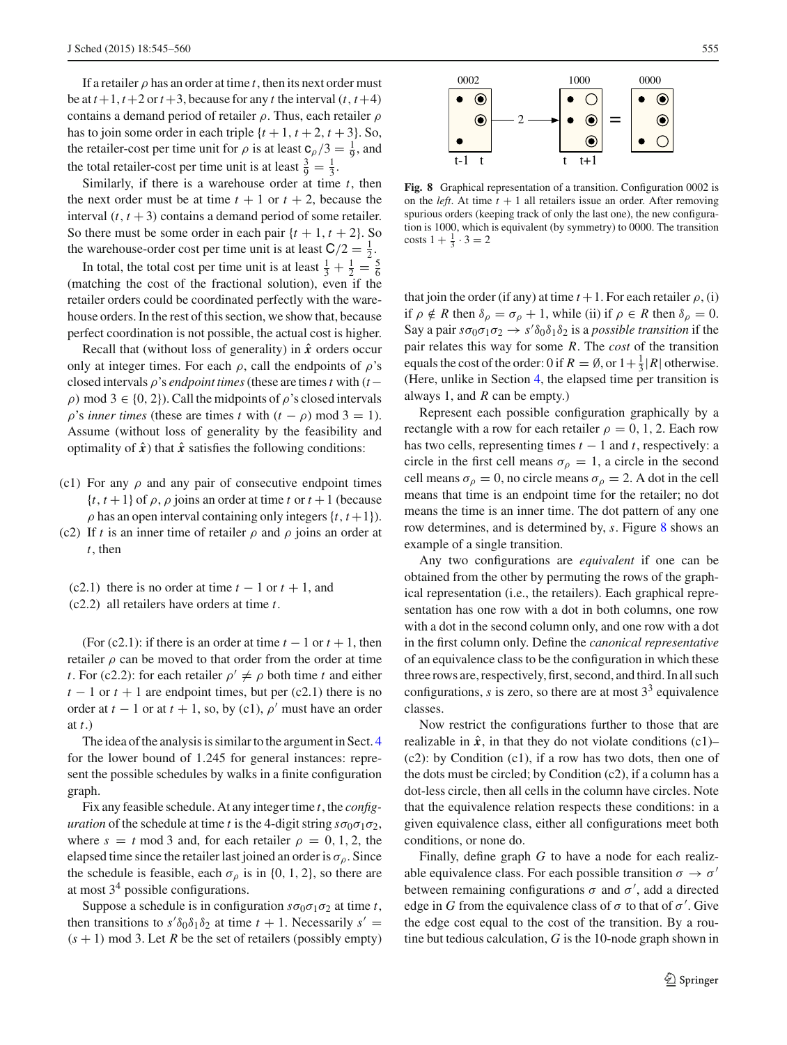If a retailer $\rho$ has an order at time $t$, then its next order must be at $t+1$, $t+2$ or $t+3$, because for any $t$ the interval $(t, t+4)$ contains a demand period of retailer $\rho$. Thus, each retailer $\rho$ has to join some order in each triple $\{t+1, t+2, t+3\}$. So, the retailer-cost per time unit for $\rho$ is at least $\mathsf{c}_\rho/3 = \frac{1}{9}$, and the total retailer-cost per time unit is at least $\frac{3}{9} = \frac{1}{3}$.

Similarly, if there is a warehouse order at time $t$, then the next order must be at time $t+1$ or $t+2$, because the interval $(t, t+3)$ contains a demand period of some retailer. So there must be some order in each pair $\{t+1, t+2\}$. So the warehouse-order cost per time unit is at least $\mathsf{C}/2 = \frac{1}{2}$.

In total, the total cost per time unit is at least $\frac{1}{3} + \frac{1}{2} = \frac{5}{6}$ (matching the cost of the fractional solution), even if the retailer orders could be coordinated perfectly with the warehouse orders. In the rest of this section, we show that, because perfect coordination is not possible, the actual cost is higher.

Recall that (without loss of generality) in $\hat{\boldsymbol{x}}$ orders occur only at integer times. For each $\rho$, call the endpoints of $\rho$'s closed intervals $\rho$'s *endpoint times* (these are times $t$ with $(t-\rho) \bmod 3 \in \{0, 2\}$). Call the midpoints of $\rho$'s closed intervals $\rho$'s *inner times* (these are times $t$ with $(t-\rho) \bmod 3 = 1$). Assume (without loss of generality by the feasibility and optimality of $\hat{\boldsymbol{x}}$) that $\hat{\boldsymbol{x}}$ satisfies the following conditions:

- (c1) For any $\rho$ and any pair of consecutive endpoint times $\{t, t+1\}$ of $\rho$, $\rho$ joins an order at time $t$ or $t+1$ (because $\rho$ has an open interval containing only integers $\{t, t+1\}$).
- (c2) If $t$ is an inner time of retailer $\rho$ and $\rho$ joins an order at $t$, then
  - (c2.1) there is no order at time $t-1$ or $t+1$, and
  - (c2.2) all retailers have orders at time $t$.

(For (c2.1): if there is an order at time $t-1$ or $t+1$, then retailer $\rho$ can be moved to that order from the order at time $t$. For (c2.2): for each retailer $\rho' \neq \rho$ both time $t$ and either $t-1$ or $t+1$ are endpoint times, but per (c2.1) there is no order at $t-1$ or at $t+1$, so, by (c1), $\rho'$ must have an order at $t$.)

The idea of the analysis is similar to the argument in Sect. 4 for the lower bound of 1.245 for general instances: represent the possible schedules by walks in a finite configuration graph.

Fix any feasible schedule. At any integer time $t$, the *configuration* of the schedule at time $t$ is the 4-digit string $s\sigma_0\sigma_1\sigma_2$, where $s = t \bmod 3$ and, for each retailer $\rho = 0, 1, 2$, the elapsed time since the retailer last joined an order is $\sigma_\rho$. Since the schedule is feasible, each $\sigma_\rho$ is in $\{0, 1, 2\}$, so there are at most $3^4$ possible configurations.

Suppose a schedule is in configuration $s\sigma_0\sigma_1\sigma_2$ at time $t$, then transitions to $s'\delta_0\delta_1\delta_2$ at time $t+1$. Necessarily $s' = (s+1) \bmod 3$. Let $R$ be the set of retailers (possibly empty) that join the order (if any) at time $t+1$. For each retailer $\rho$, (i) if $\rho \notin R$ then $\delta_\rho = \sigma_\rho + 1$, while (ii) if $\rho \in R$ then $\delta_\rho = 0$. Say a pair $s\sigma_0\sigma_1\sigma_2 \to s'\delta_0\delta_1\delta_2$ is a *possible transition* if the pair relates this way for some $R$. The *cost* of the transition equals the cost of the order: 0 if $R = \emptyset$, or $1 + \frac{1}{3}|R|$ otherwise. (Here, unlike in Section 4, the elapsed time per transition is always 1, and $R$ can be empty.)

**Fig. 8** Graphical representation of a transition. Configuration 0002 is on the *left*. At time $t+1$ all retailers issue an order. After removing spurious orders (keeping track of only the last one), the new configuration is 1000, which is equivalent (by symmetry) to 0000. The transition costs $1 + \frac{1}{3} \cdot 3 = 2$

Represent each possible configuration graphically by a rectangle with a row for each retailer $\rho = 0, 1, 2$. Each row has two cells, representing times $t-1$ and $t$, respectively: a circle in the first cell means $\sigma_\rho = 1$, a circle in the second cell means $\sigma_\rho = 0$, no circle means $\sigma_\rho = 2$. A dot in the cell means that time is an endpoint time for the retailer; no dot means the time is an inner time. The dot pattern of any one row determines, and is determined by, $s$. Figure 8 shows an example of a single transition.

Any two configurations are *equivalent* if one can be obtained from the other by permuting the rows of the graphical representation (i.e., the retailers). Each graphical representation has one row with a dot in both columns, one row with a dot in the second column only, and one row with a dot in the first column only. Define the *canonical representative* of an equivalence class to be the configuration in which these three rows are, respectively, first, second, and third. In all such configurations, $s$ is zero, so there are at most $3^3$ equivalence classes.

Now restrict the configurations further to those that are realizable in $\hat{\boldsymbol{x}}$, in that they do not violate conditions (c1)–(c2): by Condition (c1), if a row has two dots, then one of the dots must be circled; by Condition (c2), if a column has a dot-less circle, then all cells in the column have circles. Note that the equivalence relation respects these conditions: in a given equivalence class, either all configurations meet both conditions, or none do.

Finally, define graph $G$ to have a node for each realizable equivalence class. For each possible transition $\sigma \to \sigma'$ between remaining configurations $\sigma$ and $\sigma'$, add a directed edge in $G$ from the equivalence class of $\sigma$ to that of $\sigma'$. Give the edge cost equal to the cost of the transition. By a routine but tedious calculation, $G$ is the 10-node graph shown in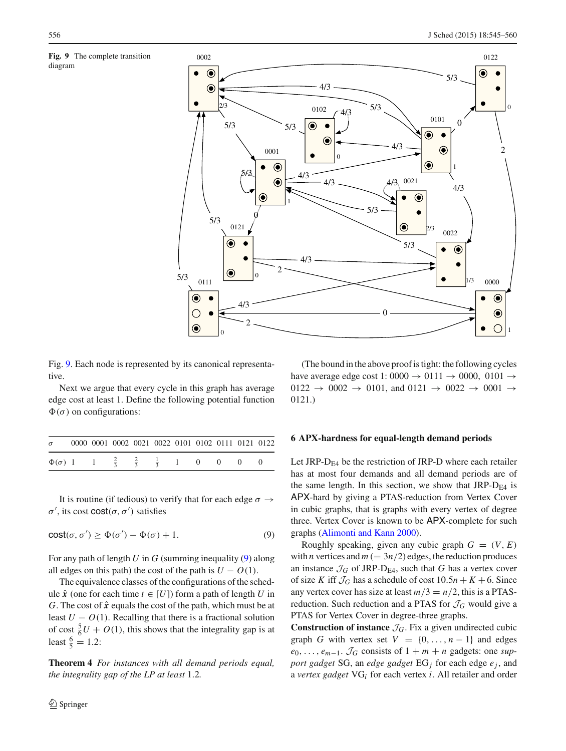**Fig. 9** The complete transition diagram

Fig. 9. Each node is represented by its canonical representative.

Next we argue that every cycle in this graph has average edge cost at least 1. Define the following potential function $\Phi(\sigma)$ on configurations:

| $\sigma$ | 0000 | 0001 | 0002 | 0021 | 0022 | 0101 | 0102 | 0111 | 0121 | 0122 |
|---|---|---|---|---|---|---|---|---|---|---|
| $\Phi(\sigma)$ | 1 | 1 | $\frac{2}{3}$ | $\frac{2}{3}$ | $\frac{1}{3}$ | 1 | 0 | 0 | 0 | 0 |

It is routine (if tedious) to verify that for each edge $\sigma \to \sigma'$, its cost $\mathsf{cost}(\sigma, \sigma')$ satisfies

$$\mathsf{cost}(\sigma, \sigma') \geq \Phi(\sigma') - \Phi(\sigma) + 1. \tag{9}$$

For any path of length $U$ in $G$ (summing inequality (9) along all edges on this path) the cost of the path is $U - O(1)$.

The equivalence classes of the configurations of the schedule $\hat{\boldsymbol{x}}$ (one for each time $t \in [U]$) form a path of length $U$ in $G$. The cost of $\hat{\boldsymbol{x}}$ equals the cost of the path, which must be at least $U - O(1)$. Recalling that there is a fractional solution of cost $\frac{5}{6}U + O(1)$, this shows that the integrality gap is at least $\frac{6}{5} = 1.2$:

**Theorem 4** *For instances with all demand periods equal, the integrality gap of the LP at least* 1.2*.*

(The bound in the above proof is tight: the following cycles have average edge cost 1: 0000 → 0111 → 0000, 0101 → 0122 → 0002 → 0101, and 0121 → 0022 → 0001 → 0121.)

## 6 APX-hardness for equal-length demand periods

Let JRP-$\mathrm{D}_{\mathrm{E4}}$ be the restriction of JRP-D where each retailer has at most four demands and all demand periods are of the same length. In this section, we show that JRP-$\mathrm{D}_{\mathrm{E4}}$ is APX-hard by giving a PTAS-reduction from Vertex Cover in cubic graphs, that is graphs with every vertex of degree three. Vertex Cover is known to be APX-complete for such graphs (Alimonti and Kann 2000).

Roughly speaking, given any cubic graph $G = (V, E)$ with $n$ vertices and $m$ $(= 3n/2)$ edges, the reduction produces an instance $\mathcal{J}_G$ of JRP-$\mathrm{D}_{\mathrm{E4}}$, such that $G$ has a vertex cover of size $K$ iff $\mathcal{J}_G$ has a schedule of cost $10.5n + K + 6$. Since any vertex cover has size at least $m/3 = n/2$, this is a PTAS-reduction. Such reduction and a PTAS for $\mathcal{J}_G$ would give a PTAS for Vertex Cover in degree-three graphs.

**Construction of instance** $\mathcal{J}_G$. Fix a given undirected cubic graph $G$ with vertex set $V = \{0, \ldots, n-1\}$ and edges $e_0, \ldots, e_{m-1}$. $\mathcal{J}_G$ consists of $1 + m + n$ gadgets: one *support gadget* SG, an *edge gadget* $\mathrm{EG}_j$ for each edge $e_j$, and a *vertex gadget* $\mathrm{VG}_i$ for each vertex $i$. All retailer and order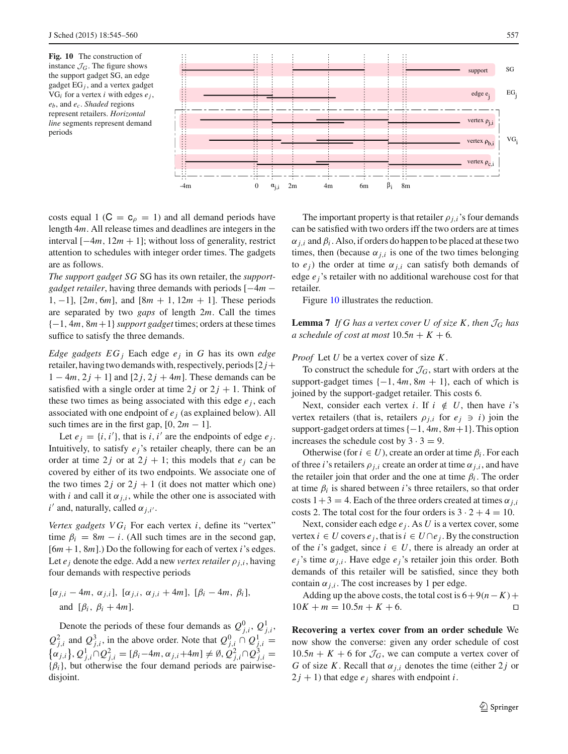**Fig. 10** The construction of instance $\mathcal{J}_G$. The figure shows the support gadget SG, an edge gadget $\mathrm{EG}_j$, and a vertex gadget $\mathrm{VG}_i$ for a vertex $i$ with edges $e_j$, $e_b$, and $e_c$. *Shaded* regions represent retailers. *Horizontal line* segments represent demand periods

costs equal 1 ($\mathsf{C} = \mathsf{c}_\rho = 1$) and all demand periods have length $4m$. All release times and deadlines are integers in the interval $[-4m, 12m+1]$; without loss of generality, restrict attention to schedules with integer order times. The gadgets are as follows.

*The support gadget SG* SG has its own retailer, the *support-gadget retailer*, having three demands with periods $[-4m-1, -1]$, $[2m, 6m]$, and $[8m+1, 12m+1]$. These periods are separated by two *gaps* of length $2m$. Call the times $\{-1, 4m, 8m+1\}$ *support gadget* times; orders at these times suffice to satisfy the three demands.

*Edge gadgets $EG_j$* Each edge $e_j$ in $G$ has its own *edge* retailer, having two demands with, respectively, periods $[2j+1-4m, 2j+1]$ and $[2j, 2j+4m]$. These demands can be satisfied with a single order at time $2j$ or $2j+1$. Think of these two times as being associated with this edge $e_j$, each associated with one endpoint of $e_j$ (as explained below). All such times are in the first gap, $[0, 2m-1]$.

Let $e_j = \{i, i'\}$, that is $i, i'$ are the endpoints of edge $e_j$. Intuitively, to satisfy $e_j$'s retailer cheaply, there can be an order at time $2j$ or at $2j+1$; this models that $e_j$ can be covered by either of its two endpoints. We associate one of the two times $2j$ or $2j+1$ (it does not matter which one) with $i$ and call it $\alpha_{j,i}$, while the other one is associated with $i'$ and, naturally, called $\alpha_{j,i'}$.

*Vertex gadgets $VG_i$* For each vertex $i$, define its "vertex" time $\beta_i = 8m - i$. (All such times are in the second gap, $[6m+1, 8m]$.) Do the following for each of vertex $i$'s edges. Let $e_j$ denote the edge. Add a new *vertex retailer* $\rho_{j,i}$, having four demands with respective periods

$$[\alpha_{j,i} - 4m,\ \alpha_{j,i}],\ [\alpha_{j,i},\ \alpha_{j,i} + 4m],\ [\beta_i - 4m,\ \beta_i],\ \text{and}\ [\beta_i,\ \beta_i + 4m].$$

Denote the periods of these four demands as $Q^0_{j,i}$, $Q^1_{j,i}$, $Q^2_{j,i}$ and $Q^3_{j,i}$, in the above order. Note that $Q^0_{j,i} \cap Q^1_{j,i} = \{\alpha_{j,i}\}$, $Q^1_{j,i} \cap Q^2_{j,i} = [\beta_i - 4m, \alpha_{j,i} + 4m] \neq \emptyset$, $Q^2_{j,i} \cap Q^3_{j,i} = \{\beta_i\}$, but otherwise the four demand periods are pairwise-disjoint.

The important property is that retailer $\rho_{j,i}$'s four demands can be satisfied with two orders iff the two orders are at times $\alpha_{j,i}$ and $\beta_i$. Also, if orders do happen to be placed at these two times, then (because $\alpha_{j,i}$ is one of the two times belonging to $e_j$) the order at time $\alpha_{j,i}$ can satisfy both demands of edge $e_j$'s retailer with no additional warehouse cost for that retailer.

Figure 10 illustrates the reduction.

**Lemma 7** *If $G$ has a vertex cover $U$ of size $K$, then $\mathcal{J}_G$ has a schedule of cost at most $10.5n + K + 6$.*

*Proof* Let $U$ be a vertex cover of size $K$.

To construct the schedule for $\mathcal{J}_G$, start with orders at the support-gadget times $\{-1, 4m, 8m+1\}$, each of which is joined by the support-gadget retailer. This costs 6.

Next, consider each vertex $i$. If $i \notin U$, then have $i$'s vertex retailers (that is, retailers $\rho_{j,i}$ for $e_j \ni i$) join the support-gadget orders at times $\{-1, 4m, 8m+1\}$. This option increases the schedule cost by $3 \cdot 3 = 9$.

Otherwise (for $i \in U$), create an order at time $\beta_i$. For each of three $i$'s retailers $\rho_{j,i}$ create an order at time $\alpha_{j,i}$, and have the retailer join that order and the one at time $\beta_i$. The order at time $\beta_i$ is shared between $i$'s three retailers, so that order costs $1+3 = 4$. Each of the three orders created at times $\alpha_{j,i}$ costs 2. The total cost for the four orders is $3 \cdot 2 + 4 = 10$.

Next, consider each edge $e_j$. As $U$ is a vertex cover, some vertex $i \in U$ covers $e_j$, that is $i \in U \cap e_j$. By the construction of the $i$'s gadget, since $i \in U$, there is already an order at $e_j$'s time $\alpha_{j,i}$. Have edge $e_j$'s retailer join this order. Both demands of this retailer will be satisfied, since they both contain $\alpha_{j,i}$. The cost increases by 1 per edge.

Adding up the above costs, the total cost is $6 + 9(n-K) + 10K + m = 10.5n + K + 6$. □

**Recovering a vertex cover from an order schedule** We now show the converse: given any order schedule of cost $10.5n + K + 6$ for $\mathcal{J}_G$, we can compute a vertex cover of $G$ of size $K$. Recall that $\alpha_{j,i}$ denotes the time (either $2j$ or $2j+1$) that edge $e_j$ shares with endpoint $i$.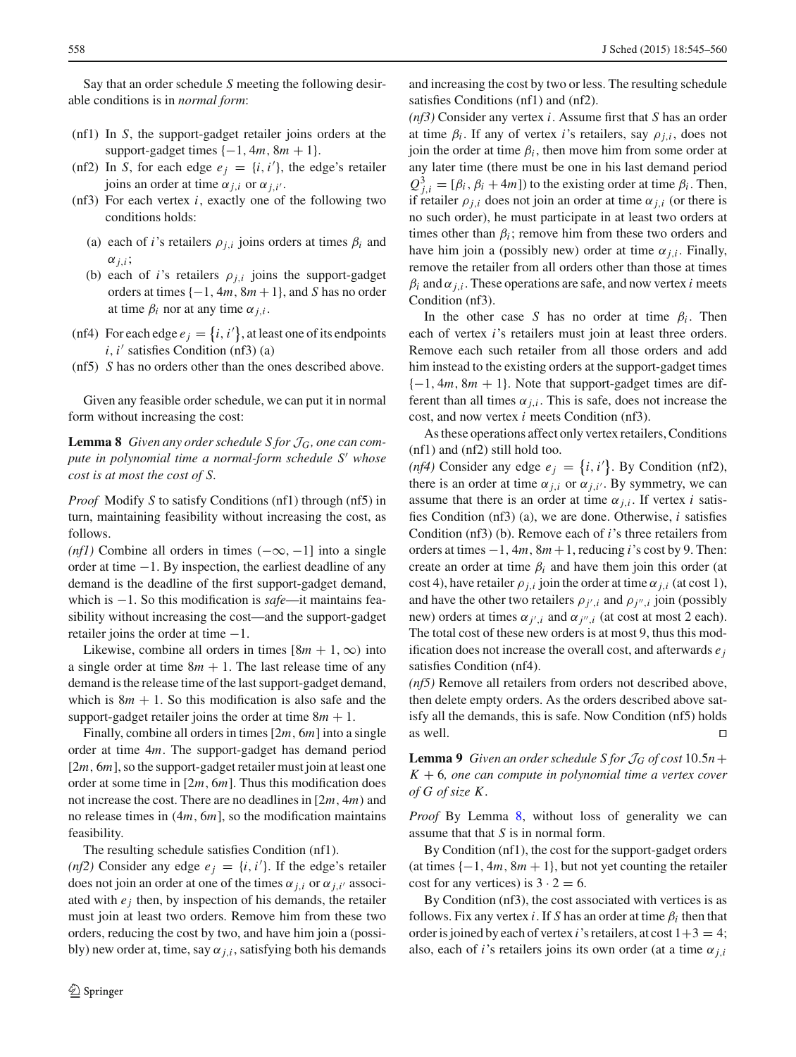Say that an order schedule $S$ meeting the following desirable conditions is in *normal form*:

- (nf1) In $S$, the support-gadget retailer joins orders at the support-gadget times $\{-1, 4m, 8m+1\}$.
- (nf2) In $S$, for each edge $e_j = \{i, i'\}$, the edge's retailer joins an order at time $\alpha_{j,i}$ or $\alpha_{j,i'}$.
- (nf3) For each vertex $i$, exactly one of the following two conditions holds:
  - (a) each of $i$'s retailers $\rho_{j,i}$ joins orders at times $\beta_i$ and $\alpha_{j,i}$;
  - (b) each of $i$'s retailers $\rho_{j,i}$ joins the support-gadget orders at times $\{-1, 4m, 8m+1\}$, and $S$ has no order at time $\beta_i$ nor at any time $\alpha_{j,i}$.
- (nf4) For each edge $e_j = \{i, i'\}$, at least one of its endpoints $i, i'$ satisfies Condition (nf3) (a)
- (nf5) $S$ has no orders other than the ones described above.

Given any feasible order schedule, we can put it in normal form without increasing the cost:

**Lemma 8** *Given any order schedule $S$ for $\mathcal{J}_G$, one can compute in polynomial time a normal-form schedule $S'$ whose cost is at most the cost of $S$.*

*Proof* Modify $S$ to satisfy Conditions (nf1) through (nf5) in turn, maintaining feasibility without increasing the cost, as follows.

*(nf1)* Combine all orders in times $(-\infty, -1]$ into a single order at time $-1$. By inspection, the earliest deadline of any demand is the deadline of the first support-gadget demand, which is $-1$. So this modification is *safe*—it maintains feasibility without increasing the cost—and the support-gadget retailer joins the order at time $-1$.

Likewise, combine all orders in times $[8m+1, \infty)$ into a single order at time $8m+1$. The last release time of any demand is the release time of the last support-gadget demand, which is $8m+1$. So this modification is also safe and the support-gadget retailer joins the order at time $8m+1$.

Finally, combine all orders in times $[2m, 6m]$ into a single order at time $4m$. The support-gadget has demand period $[2m, 6m]$, so the support-gadget retailer must join at least one order at some time in $[2m, 6m]$. Thus this modification does not increase the cost. There are no deadlines in $[2m, 4m)$ and no release times in $(4m, 6m]$, so the modification maintains feasibility.

The resulting schedule satisfies Condition (nf1).

*(nf2)* Consider any edge $e_j = \{i, i'\}$. If the edge's retailer does not join an order at one of the times $\alpha_{j,i}$ or $\alpha_{j,i'}$ associated with $e_j$ then, by inspection of his demands, the retailer must join at least two orders. Remove him from these two orders, reducing the cost by two, and have him join a (possibly) new order at, time, say $\alpha_{j,i}$, satisfying both his demands and increasing the cost by two or less. The resulting schedule satisfies Conditions (nf1) and (nf2).

*(nf3)* Consider any vertex $i$. Assume first that $S$ has an order at time $\beta_i$. If any of vertex $i$'s retailers, say $\rho_{j,i}$, does not join the order at time $\beta_i$, then move him from some order at any later time (there must be one in his last demand period $Q^3_{j,i} = [\beta_i, \beta_i + 4m]$) to the existing order at time $\beta_i$. Then, if retailer $\rho_{j,i}$ does not join an order at time $\alpha_{j,i}$ (or there is no such order), he must participate in at least two orders at times other than $\beta_i$; remove him from these two orders and have him join a (possibly new) order at time $\alpha_{j,i}$. Finally, remove the retailer from all orders other than those at times $\beta_i$ and $\alpha_{j,i}$. These operations are safe, and now vertex $i$ meets Condition (nf3).

In the other case $S$ has no order at time $\beta_i$. Then each of vertex $i$'s retailers must join at least three orders. Remove each such retailer from all those orders and add him instead to the existing orders at the support-gadget times $\{-1, 4m, 8m+1\}$. Note that support-gadget times are different than all times $\alpha_{j,i}$. This is safe, does not increase the cost, and now vertex $i$ meets Condition (nf3).

As these operations affect only vertex retailers, Conditions (nf1) and (nf2) still hold too.

*(nf4)* Consider any edge $e_j = \{i, i'\}$. By Condition (nf2), there is an order at time $\alpha_{j,i}$ or $\alpha_{j,i'}$. By symmetry, we can assume that there is an order at time $\alpha_{j,i}$. If vertex $i$ satisfies Condition (nf3) (a), we are done. Otherwise, $i$ satisfies Condition (nf3) (b). Remove each of $i$'s three retailers from orders at times $-1$, $4m$, $8m+1$, reducing $i$'s cost by 9. Then: create an order at time $\beta_i$ and have them join this order (at cost 4), have retailer $\rho_{j,i}$ join the order at time $\alpha_{j,i}$ (at cost 1), and have the other two retailers $\rho_{j',i}$ and $\rho_{j'',i}$ join (possibly new) orders at times $\alpha_{j',i}$ and $\alpha_{j'',i}$ (at cost at most 2 each). The total cost of these new orders is at most 9, thus this modification does not increase the overall cost, and afterwards $e_j$ satisfies Condition (nf4).

*(nf5)* Remove all retailers from orders not described above, then delete empty orders. As the orders described above satisfy all the demands, this is safe. Now Condition (nf5) holds as well. □

**Lemma 9** *Given an order schedule $S$ for $\mathcal{J}_G$ of cost $10.5n + K + 6$, one can compute in polynomial time a vertex cover of $G$ of size $K$.*

*Proof* By Lemma 8, without loss of generality we can assume that that $S$ is in normal form.

By Condition (nf1), the cost for the support-gadget orders (at times $\{-1, 4m, 8m+1\}$, but not yet counting the retailer cost for any vertices) is $3 \cdot 2 = 6$.

By Condition (nf3), the cost associated with vertices is as follows. Fix any vertex $i$. If $S$ has an order at time $\beta_i$ then that order is joined by each of vertex $i$'s retailers, at cost $1+3 = 4$; also, each of $i$'s retailers joins its own order (at a time $\alpha_{j,i}$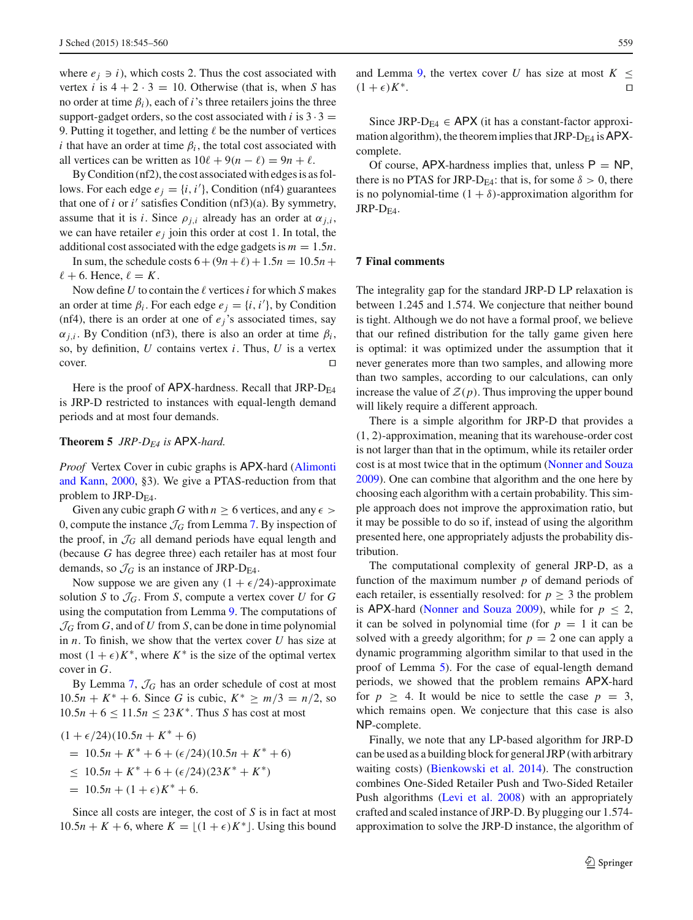where $e_j \ni i$), which costs 2. Thus the cost associated with vertex $i$ is $4 + 2 \cdot 3 = 10$. Otherwise (that is, when $S$ has no order at time $\beta_i$), each of $i$'s three retailers joins the three support-gadget orders, so the cost associated with $i$ is $3 \cdot 3 = 9$. Putting it together, and letting $\ell$ be the number of vertices $i$ that have an order at time $\beta_i$, the total cost associated with all vertices can be written as $10\ell + 9(n - \ell) = 9n + \ell$.

By Condition (nf2), the cost associated with edges is as follows. For each edge $e_j = \{i, i'\}$, Condition (nf4) guarantees that one of $i$ or $i'$ satisfies Condition (nf3)(a). By symmetry, assume that it is $i$. Since $\rho_{j,i}$ already has an order at $\alpha_{j,i}$, we can have retailer $e_j$ join this order at cost 1. In total, the additional cost associated with the edge gadgets is $m = 1.5n$.

In sum, the schedule costs $6 + (9n + \ell) + 1.5n = 10.5n + \ell + 6$. Hence, $\ell = K$.

Now define $U$ to contain the $\ell$ vertices $i$ for which $S$ makes an order at time $\beta_i$. For each edge $e_j = \{i, i'\}$, by Condition (nf4), there is an order at one of $e_j$'s associated times, say $\alpha_{j,i}$. By Condition (nf3), there is also an order at time $\beta_i$, so, by definition, $U$ contains vertex $i$. Thus, $U$ is a vertex cover. □

Here is the proof of APX-hardness. Recall that JRP-D$_{E4}$ is JRP-D restricted to instances with equal-length demand periods and at most four demands.

**Theorem 5** *JRP-D$_{E4}$ is* APX*-hard.*

*Proof* Vertex Cover in cubic graphs is APX-hard (Alimonti and Kann, 2000, §3). We give a PTAS-reduction from that problem to JRP-D$_{E4}$.

Given any cubic graph $G$ with $n \geq 6$ vertices, and any $\epsilon > 0$, compute the instance $\mathcal{J}_G$ from Lemma 7. By inspection of the proof, in $\mathcal{J}_G$ all demand periods have equal length and (because $G$ has degree three) each retailer has at most four demands, so $\mathcal{J}_G$ is an instance of JRP-D$_{E4}$.

Now suppose we are given any $(1 + \epsilon/24)$-approximate solution $S$ to $\mathcal{J}_G$. From $S$, compute a vertex cover $U$ for $G$ using the computation from Lemma 9. The computations of $\mathcal{J}_G$ from $G$, and of $U$ from $S$, can be done in time polynomial in $n$. To finish, we show that the vertex cover $U$ has size at most $(1 + \epsilon)K^*$, where $K^*$ is the size of the optimal vertex cover in $G$.

By Lemma 7, $\mathcal{J}_G$ has an order schedule of cost at most $10.5n + K^* + 6$. Since $G$ is cubic, $K^* \geq m/3 = n/2$, so $10.5n + 6 \leq 11.5n \leq 23K^*$. Thus $S$ has cost at most

$$
\begin{aligned}
&(1 + \epsilon/24)(10.5n + K^* + 6) \\
&= 10.5n + K^* + 6 + (\epsilon/24)(10.5n + K^* + 6) \\
&\leq 10.5n + K^* + 6 + (\epsilon/24)(23K^* + K^*) \\
&= 10.5n + (1 + \epsilon)K^* + 6.
\end{aligned}
$$

Since all costs are integer, the cost of $S$ is in fact at most $10.5n + K + 6$, where $K = \lfloor (1 + \epsilon)K^* \rfloor$. Using this bound and Lemma 9, the vertex cover $U$ has size at most $K \leq (1 + \epsilon)K^*$. □

Since JRP-D$_{E4}$ $\in$ APX (it has a constant-factor approximation algorithm), the theorem implies that JRP-D$_{E4}$ is APX-complete.

Of course, APX-hardness implies that, unless P = NP, there is no PTAS for JRP-D$_{E4}$: that is, for some $\delta > 0$, there is no polynomial-time $(1 + \delta)$-approximation algorithm for JRP-D$_{E4}$.

## 7 Final comments

The integrality gap for the standard JRP-D LP relaxation is between 1.245 and 1.574. We conjecture that neither bound is tight. Although we do not have a formal proof, we believe that our refined distribution for the tally game given here is optimal: it was optimized under the assumption that it never generates more than two samples, and allowing more than two samples, according to our calculations, can only increase the value of $\mathcal{Z}(p)$. Thus improving the upper bound will likely require a different approach.

There is a simple algorithm for JRP-D that provides a (1, 2)-approximation, meaning that its warehouse-order cost is not larger than that in the optimum, while its retailer order cost is at most twice that in the optimum (Nonner and Souza 2009). One can combine that algorithm and the one here by choosing each algorithm with a certain probability. This simple approach does not improve the approximation ratio, but it may be possible to do so if, instead of using the algorithm presented here, one appropriately adjusts the probability distribution.

The computational complexity of general JRP-D, as a function of the maximum number $p$ of demand periods of each retailer, is essentially resolved: for $p \geq 3$ the problem is APX-hard (Nonner and Souza 2009), while for $p \leq 2$, it can be solved in polynomial time (for $p = 1$ it can be solved with a greedy algorithm; for $p = 2$ one can apply a dynamic programming algorithm similar to that used in the proof of Lemma 5). For the case of equal-length demand periods, we showed that the problem remains APX-hard for $p \geq 4$. It would be nice to settle the case $p = 3$, which remains open. We conjecture that this case is also NP-complete.

Finally, we note that any LP-based algorithm for JRP-D can be used as a building block for general JRP (with arbitrary waiting costs) (Bienkowski et al. 2014). The construction combines One-Sided Retailer Push and Two-Sided Retailer Push algorithms (Levi et al. 2008) with an appropriately crafted and scaled instance of JRP-D. By plugging our 1.574-approximation to solve the JRP-D instance, the algorithm of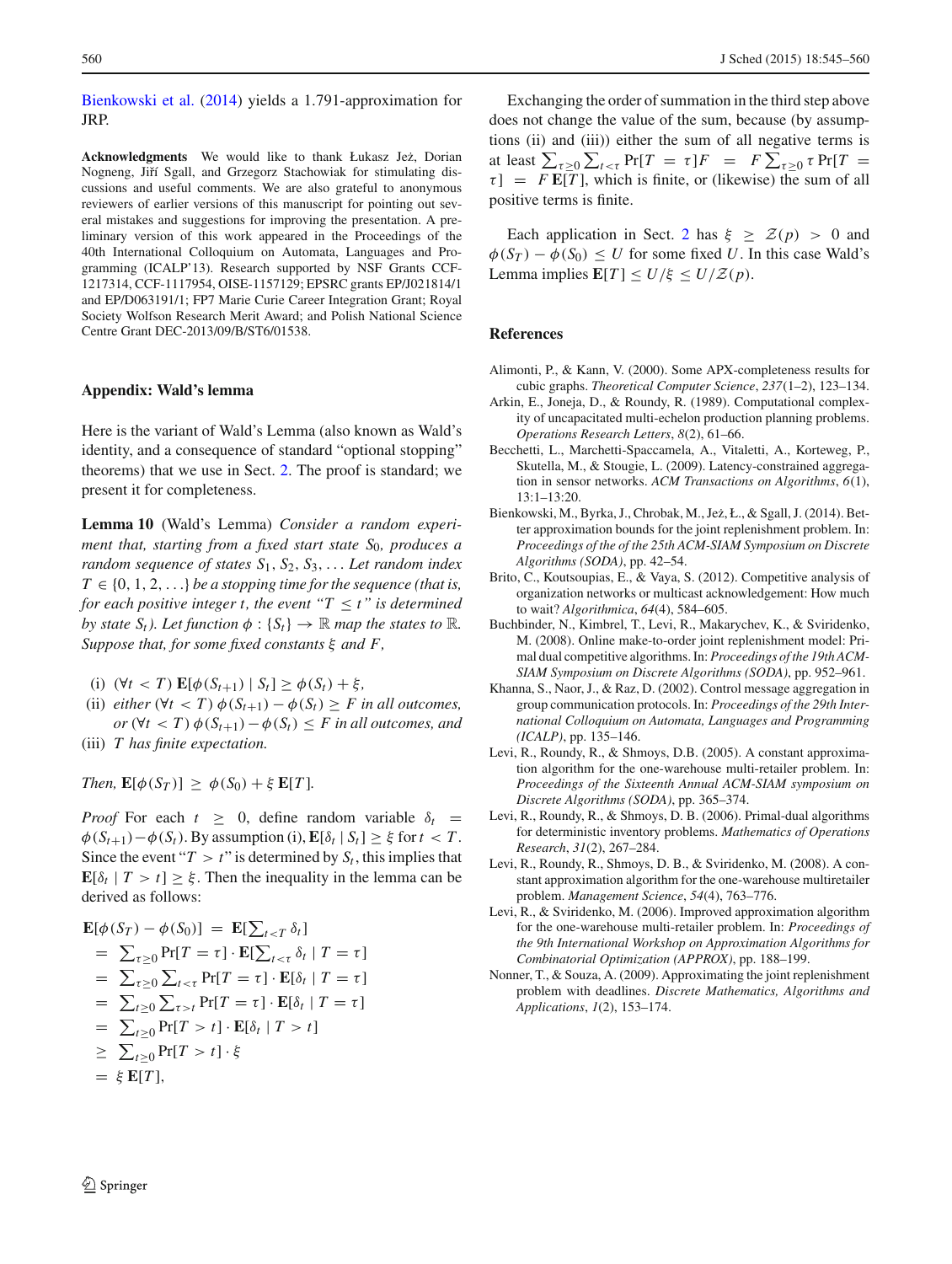Bienkowski et al. (2014) yields a 1.791-approximation for JRP.

**Acknowledgments** We would like to thank Łukasz Jeż, Dorian Nogneng, Jiří Sgall, and Grzegorz Stachowiak for stimulating discussions and useful comments. We are also grateful to anonymous reviewers of earlier versions of this manuscript for pointing out several mistakes and suggestions for improving the presentation. A preliminary version of this work appeared in the Proceedings of the 40th International Colloquium on Automata, Languages and Programming (ICALP'13). Research supported by NSF Grants CCF-1217314, CCF-1117954, OISE-1157129; EPSRC grants EP/J021814/1 and EP/D063191/1; FP7 Marie Curie Career Integration Grant; Royal Society Wolfson Research Merit Award; and Polish National Science Centre Grant DEC-2013/09/B/ST6/01538.

## Appendix: Wald's lemma

Here is the variant of Wald's Lemma (also known as Wald's identity, and a consequence of standard "optional stopping" theorems) that we use in Sect. 2. The proof is standard; we present it for completeness.

**Lemma 10** (Wald's Lemma) *Consider a random experiment that, starting from a fixed start state $S_0$, produces a random sequence of states $S_1, S_2, S_3, \ldots$ Let random index $T \in \{0, 1, 2, \ldots\}$ be a stopping time for the sequence (that is, for each positive integer $t$, the event "$T \le t$" is determined by state $S_t$). Let function $\phi : \{S_t\} \to \mathbb{R}$ map the states to $\mathbb{R}$. Suppose that, for some fixed constants $\xi$ and $F$,*

(i) $(\forall t < T)\ \mathbf{E}[\phi(S_{t+1}) \mid S_t] \ge \phi(S_t) + \xi$,
(ii) *either* $(\forall t < T)\ \phi(S_{t+1}) - \phi(S_t) \ge F$ *in all outcomes, or* $(\forall t < T)\ \phi(S_{t+1}) - \phi(S_t) \le F$ *in all outcomes, and*
(iii) $T$ *has finite expectation.*

*Then,* $\mathbf{E}[\phi(S_T)] \ge \phi(S_0) + \xi\, \mathbf{E}[T]$.

*Proof* For each $t \ge 0$, define random variable $\delta_t = \phi(S_{t+1}) - \phi(S_t)$. By assumption (i), $\mathbf{E}[\delta_t \mid S_t] \ge \xi$ for $t < T$. Since the event "$T > t$" is determined by $S_t$, this implies that $\mathbf{E}[\delta_t \mid T > t] \ge \xi$. Then the inequality in the lemma can be derived as follows:

$$
\begin{aligned}
\mathbf{E}[\phi(S_T) - \phi(S_0)] &= \mathbf{E}[\textstyle\sum_{t<T} \delta_t] \\
&= \textstyle\sum_{\tau \ge 0} \Pr[T = \tau] \cdot \mathbf{E}[\sum_{t<\tau} \delta_t \mid T = \tau] \\
&= \textstyle\sum_{\tau \ge 0} \sum_{t<\tau} \Pr[T = \tau] \cdot \mathbf{E}[\delta_t \mid T = \tau] \\
&= \textstyle\sum_{t \ge 0} \sum_{\tau > t} \Pr[T = \tau] \cdot \mathbf{E}[\delta_t \mid T = \tau] \\
&= \textstyle\sum_{t \ge 0} \Pr[T > t] \cdot \mathbf{E}[\delta_t \mid T > t] \\
&\ge \textstyle\sum_{t \ge 0} \Pr[T > t] \cdot \xi \\
&= \xi\, \mathbf{E}[T],
\end{aligned}
$$

Exchanging the order of summation in the third step above does not change the value of the sum, because (by assumptions (ii) and (iii)) either the sum of all negative terms is at least $\sum_{\tau \ge 0} \sum_{t<\tau} \Pr[T = \tau] F = F \sum_{\tau \ge 0} \tau \Pr[T = \tau] = F\, \mathbf{E}[T]$, which is finite, or (likewise) the sum of all positive terms is finite.

Each application in Sect. 2 has $\xi \ge \mathcal{Z}(p) > 0$ and $\phi(S_T) - \phi(S_0) \le U$ for some fixed $U$. In this case Wald's Lemma implies $\mathbf{E}[T] \le U/\xi \le U/\mathcal{Z}(p)$.

## References

Alimonti, P., & Kann, V. (2000). Some APX-completeness results for cubic graphs. *Theoretical Computer Science*, *237*(1–2), 123–134.

Arkin, E., Joneja, D., & Roundy, R. (1989). Computational complexity of uncapacitated multi-echelon production planning problems. *Operations Research Letters*, *8*(2), 61–66.

Becchetti, L., Marchetti-Spaccamela, A., Vitaletti, A., Korteweg, P., Skutella, M., & Stougie, L. (2009). Latency-constrained aggregation in sensor networks. *ACM Transactions on Algorithms*, *6*(1), 13:1–13:20.

Bienkowski, M., Byrka, J., Chrobak, M., Jeż, Ł., & Sgall, J. (2014). Better approximation bounds for the joint replenishment problem. In: *Proceedings of the of the 25th ACM-SIAM Symposium on Discrete Algorithms (SODA)*, pp. 42–54.

Brito, C., Koutsoupias, E., & Vaya, S. (2012). Competitive analysis of organization networks or multicast acknowledgement: How much to wait? *Algorithmica*, *64*(4), 584–605.

Buchbinder, N., Kimbrel, T., Levi, R., Makarychev, K., & Sviridenko, M. (2008). Online make-to-order joint replenishment model: Primal dual competitive algorithms. In: *Proceedings of the 19th ACM-SIAM Symposium on Discrete Algorithms (SODA)*, pp. 952–961.

Khanna, S., Naor, J., & Raz, D. (2002). Control message aggregation in group communication protocols. In: *Proceedings of the 29th International Colloquium on Automata, Languages and Programming (ICALP)*, pp. 135–146.

Levi, R., Roundy, R., & Shmoys, D.B. (2005). A constant approximation algorithm for the one-warehouse multi-retailer problem. In: *Proceedings of the Sixteenth Annual ACM-SIAM symposium on Discrete Algorithms (SODA)*, pp. 365–374.

Levi, R., Roundy, R., & Shmoys, D. B. (2006). Primal-dual algorithms for deterministic inventory problems. *Mathematics of Operations Research*, *31*(2), 267–284.

Levi, R., Roundy, R., Shmoys, D. B., & Sviridenko, M. (2008). A constant approximation algorithm for the one-warehouse multiretailer problem. *Management Science*, *54*(4), 763–776.

Levi, R., & Sviridenko, M. (2006). Improved approximation algorithm for the one-warehouse multi-retailer problem. In: *Proceedings of the 9th International Workshop on Approximation Algorithms for Combinatorial Optimization (APPROX)*, pp. 188–199.

Nonner, T., & Souza, A. (2009). Approximating the joint replenishment problem with deadlines. *Discrete Mathematics, Algorithms and Applications*, *1*(2), 153–174.